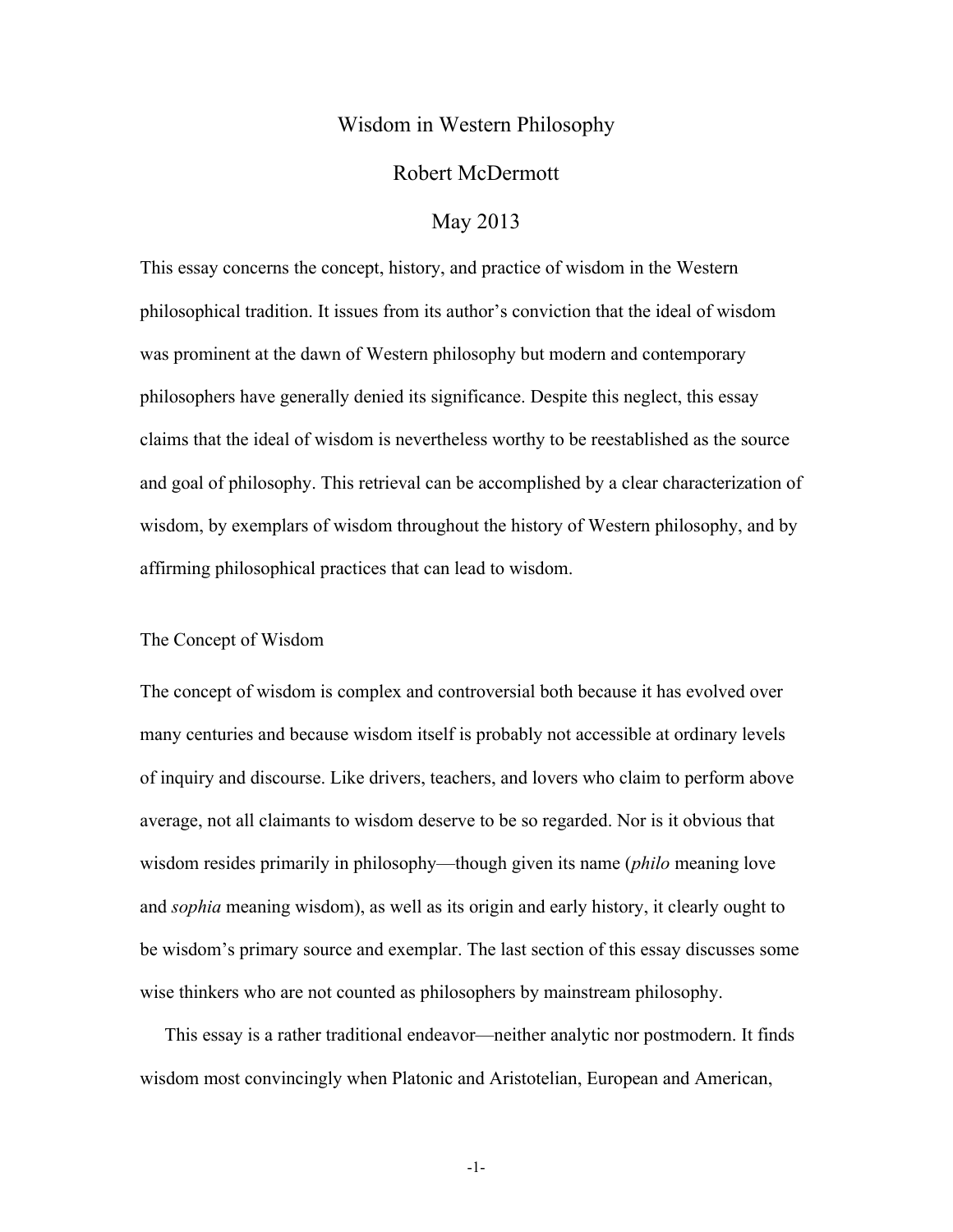# Wisdom in Western Philosophy

Robert McDermott

May 2013

This essay concerns the concept, history, and practice of wisdom in the Western philosophical tradition. It issues from its author's conviction that the ideal of wisdom was prominent at the dawn of Western philosophy but modern and contemporary philosophers have generally denied its significance. Despite this neglect, this essay claims that the ideal of wisdom is nevertheless worthy to be reestablished as the source and goal of philosophy. This retrieval can be accomplished by a clear characterization of wisdom, by exemplars of wisdom throughout the history of Western philosophy, and by affirming philosophical practices that can lead to wisdom.

## The Concept of Wisdom

The concept of wisdom is complex and controversial both because it has evolved over many centuries and because wisdom itself is probably not accessible at ordinary levels of inquiry and discourse. Like drivers, teachers, and lovers who claim to perform above average, not all claimants to wisdom deserve to be so regarded. Nor is it obvious that wisdom resides primarily in philosophy—though given its name (*philo* meaning love and *sophia* meaning wisdom), as well as its origin and early history, it clearly ought to be wisdom's primary source and exemplar. The last section of this essay discusses some wise thinkers who are not counted as philosophers by mainstream philosophy.

This essay is a rather traditional endeavor—neither analytic nor postmodern. It finds wisdom most convincingly when Platonic and Aristotelian, European and American,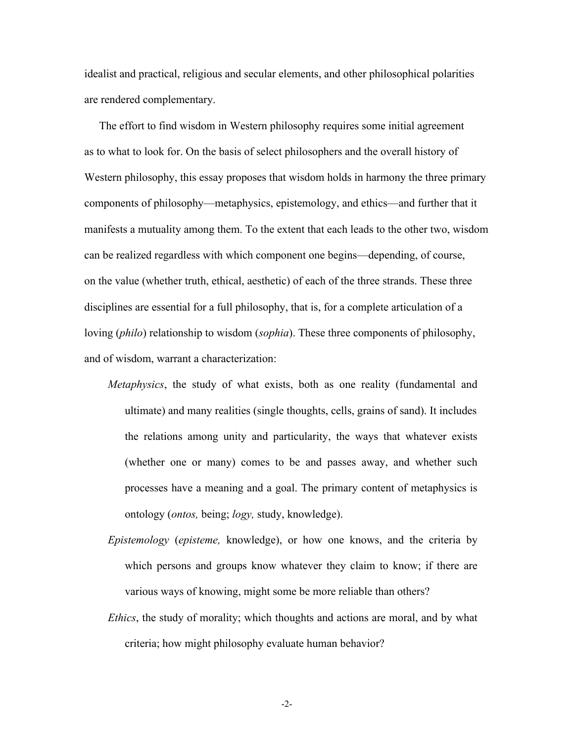idealist and practical, religious and secular elements, and other philosophical polarities are rendered complementary.

The effort to find wisdom in Western philosophy requires some initial agreement as to what to look for. On the basis of select philosophers and the overall history of Western philosophy, this essay proposes that wisdom holds in harmony the three primary components of philosophy—metaphysics, epistemology, and ethics—and further that it manifests a mutuality among them. To the extent that each leads to the other two, wisdom can be realized regardless with which component one begins—depending, of course, on the value (whether truth, ethical, aesthetic) of each of the three strands. These three disciplines are essential for a full philosophy, that is, for a complete articulation of a loving (*philo*) relationship to wisdom (*sophia*). These three components of philosophy, and of wisdom, warrant a characterization:

> *Metaphysics*, the study of what exists, both as one reality (fundamental and ultimate) and many realities (single thoughts, cells, grains of sand). It includes the relations among unity and particularity, the ways that whatever exists (whether one or many) comes to be and passes away, and whether such processes have a meaning and a goal. The primary content of metaphysics is ontology (*ontos,* being; *logy,* study, knowledge).
>
> *Epistemology* (*episteme,* knowledge), or how one knows, and the criteria by which persons and groups know whatever they claim to know; if there are various ways of knowing, might some be more reliable than others?
>
> *Ethics*, the study of morality; which thoughts and actions are moral, and by what criteria; how might philosophy evaluate human behavior?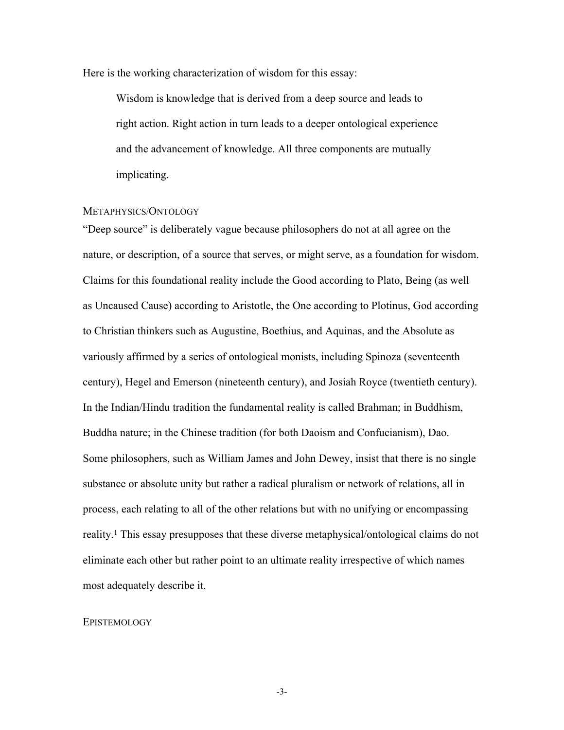Here is the working characterization of wisdom for this essay:

> Wisdom is knowledge that is derived from a deep source and leads to right action. Right action in turn leads to a deeper ontological experience and the advancement of knowledge. All three components are mutually implicating.

## METAPHYSICS/ONTOLOGY

"Deep source" is deliberately vague because philosophers do not at all agree on the nature, or description, of a source that serves, or might serve, as a foundation for wisdom. Claims for this foundational reality include the Good according to Plato, Being (as well as Uncaused Cause) according to Aristotle, the One according to Plotinus, God according to Christian thinkers such as Augustine, Boethius, and Aquinas, and the Absolute as variously affirmed by a series of ontological monists, including Spinoza (seventeenth century), Hegel and Emerson (nineteenth century), and Josiah Royce (twentieth century). In the Indian/Hindu tradition the fundamental reality is called Brahman; in Buddhism, Buddha nature; in the Chinese tradition (for both Daoism and Confucianism), Dao. Some philosophers, such as William James and John Dewey, insist that there is no single substance or absolute unity but rather a radical pluralism or network of relations, all in process, each relating to all of the other relations but with no unifying or encompassing reality.[1] This essay presupposes that these diverse metaphysical/ontological claims do not eliminate each other but rather point to an ultimate reality irrespective of which names most adequately describe it.

## EPISTEMOLOGY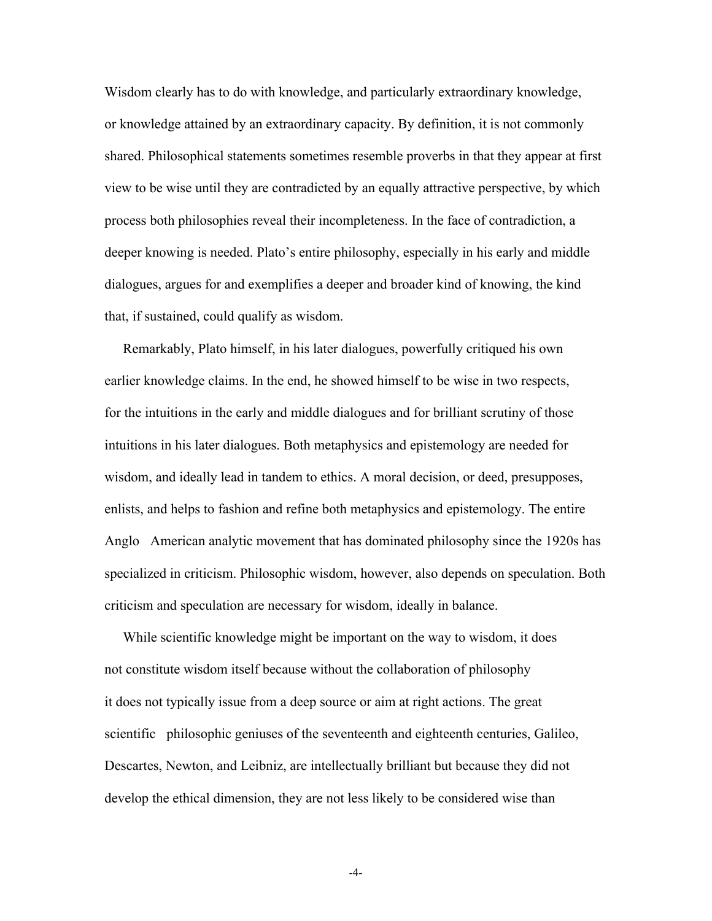Wisdom clearly has to do with knowledge, and particularly extraordinary knowledge, or knowledge attained by an extraordinary capacity. By definition, it is not commonly shared. Philosophical statements sometimes resemble proverbs in that they appear at first view to be wise until they are contradicted by an equally attractive perspective, by which process both philosophies reveal their incompleteness. In the face of contradiction, a deeper knowing is needed. Plato's entire philosophy, especially in his early and middle dialogues, argues for and exemplifies a deeper and broader kind of knowing, the kind that, if sustained, could qualify as wisdom.

Remarkably, Plato himself, in his later dialogues, powerfully critiqued his own earlier knowledge claims. In the end, he showed himself to be wise in two respects, for the intuitions in the early and middle dialogues and for brilliant scrutiny of those intuitions in his later dialogues. Both metaphysics and epistemology are needed for wisdom, and ideally lead in tandem to ethics. A moral decision, or deed, presupposes, enlists, and helps to fashion and refine both metaphysics and epistemology. The entire Anglo American analytic movement that has dominated philosophy since the 1920s has specialized in criticism. Philosophic wisdom, however, also depends on speculation. Both criticism and speculation are necessary for wisdom, ideally in balance.

While scientific knowledge might be important on the way to wisdom, it does not constitute wisdom itself because without the collaboration of philosophy it does not typically issue from a deep source or aim at right actions. The great scientific philosophic geniuses of the seventeenth and eighteenth centuries, Galileo, Descartes, Newton, and Leibniz, are intellectually brilliant but because they did not develop the ethical dimension, they are not less likely to be considered wise than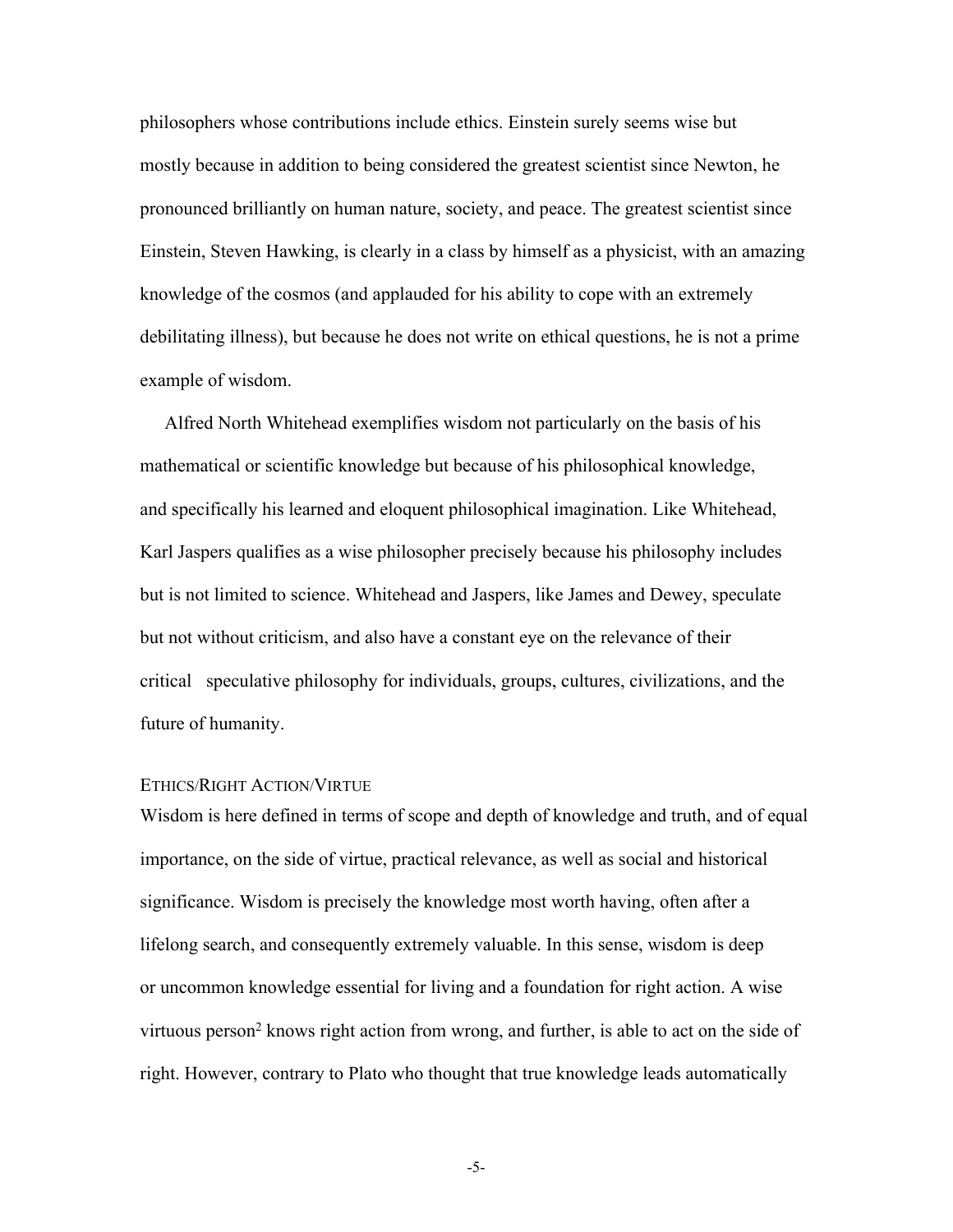philosophers whose contributions include ethics. Einstein surely seems wise but mostly because in addition to being considered the greatest scientist since Newton, he pronounced brilliantly on human nature, society, and peace. The greatest scientist since Einstein, Steven Hawking, is clearly in a class by himself as a physicist, with an amazing knowledge of the cosmos (and applauded for his ability to cope with an extremely debilitating illness), but because he does not write on ethical questions, he is not a prime example of wisdom.

Alfred North Whitehead exemplifies wisdom not particularly on the basis of his mathematical or scientific knowledge but because of his philosophical knowledge, and specifically his learned and eloquent philosophical imagination. Like Whitehead, Karl Jaspers qualifies as a wise philosopher precisely because his philosophy includes but is not limited to science. Whitehead and Jaspers, like James and Dewey, speculate but not without criticism, and also have a constant eye on the relevance of their critical speculative philosophy for individuals, groups, cultures, civilizations, and the future of humanity.

## ETHICS/RIGHT ACTION/VIRTUE

Wisdom is here defined in terms of scope and depth of knowledge and truth, and of equal importance, on the side of virtue, practical relevance, as well as social and historical significance. Wisdom is precisely the knowledge most worth having, often after a lifelong search, and consequently extremely valuable. In this sense, wisdom is deep or uncommon knowledge essential for living and a foundation for right action. A wise virtuous person[2] knows right action from wrong, and further, is able to act on the side of right. However, contrary to Plato who thought that true knowledge leads automatically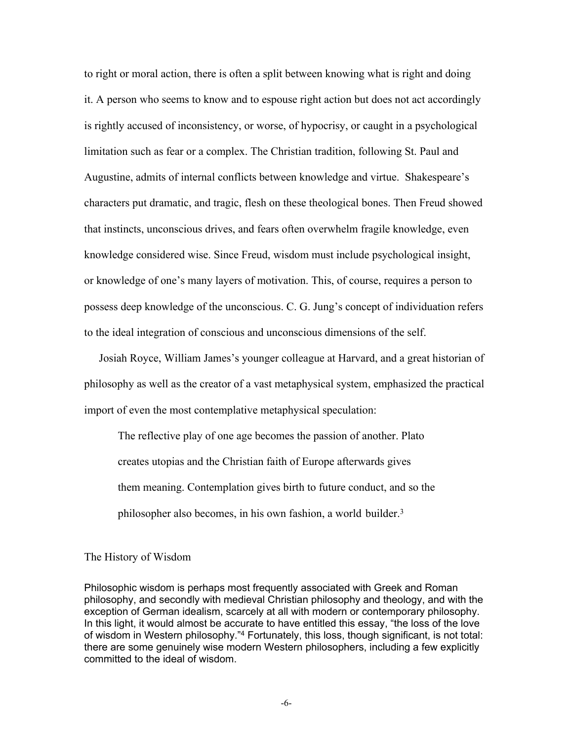to right or moral action, there is often a split between knowing what is right and doing it. A person who seems to know and to espouse right action but does not act accordingly is rightly accused of inconsistency, or worse, of hypocrisy, or caught in a psychological limitation such as fear or a complex. The Christian tradition, following St. Paul and Augustine, admits of internal conflicts between knowledge and virtue. Shakespeare's characters put dramatic, and tragic, flesh on these theological bones. Then Freud showed that instincts, unconscious drives, and fears often overwhelm fragile knowledge, even knowledge considered wise. Since Freud, wisdom must include psychological insight, or knowledge of one's many layers of motivation. This, of course, requires a person to possess deep knowledge of the unconscious. C. G. Jung's concept of individuation refers to the ideal integration of conscious and unconscious dimensions of the self.

Josiah Royce, William James's younger colleague at Harvard, and a great historian of philosophy as well as the creator of a vast metaphysical system, emphasized the practical import of even the most contemplative metaphysical speculation:

> The reflective play of one age becomes the passion of another. Plato creates utopias and the Christian faith of Europe afterwards gives them meaning. Contemplation gives birth to future conduct, and so the philosopher also becomes, in his own fashion, a world builder.[3]

## The History of Wisdom

Philosophic wisdom is perhaps most frequently associated with Greek and Roman philosophy, and secondly with medieval Christian philosophy and theology, and with the exception of German idealism, scarcely at all with modern or contemporary philosophy. In this light, it would almost be accurate to have entitled this essay, "the loss of the love of wisdom in Western philosophy."[4] Fortunately, this loss, though significant, is not total: there are some genuinely wise modern Western philosophers, including a few explicitly committed to the ideal of wisdom.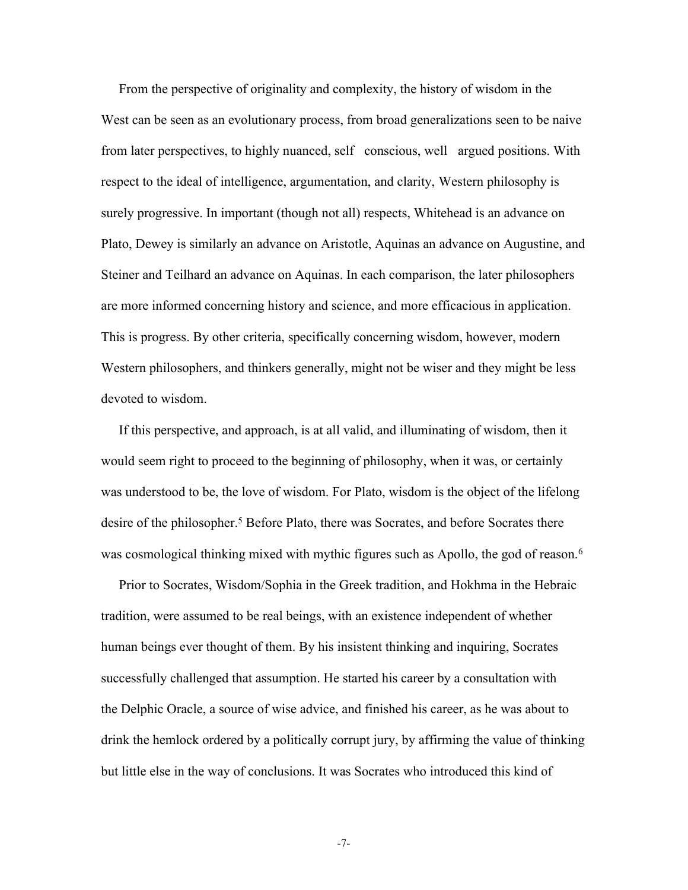From the perspective of originality and complexity, the history of wisdom in the West can be seen as an evolutionary process, from broad generalizations seen to be naive from later perspectives, to highly nuanced, self conscious, well argued positions. With respect to the ideal of intelligence, argumentation, and clarity, Western philosophy is surely progressive. In important (though not all) respects, Whitehead is an advance on Plato, Dewey is similarly an advance on Aristotle, Aquinas an advance on Augustine, and Steiner and Teilhard an advance on Aquinas. In each comparison, the later philosophers are more informed concerning history and science, and more efficacious in application. This is progress. By other criteria, specifically concerning wisdom, however, modern Western philosophers, and thinkers generally, might not be wiser and they might be less devoted to wisdom.

If this perspective, and approach, is at all valid, and illuminating of wisdom, then it would seem right to proceed to the beginning of philosophy, when it was, or certainly was understood to be, the love of wisdom. For Plato, wisdom is the object of the lifelong desire of the philosopher.[5] Before Plato, there was Socrates, and before Socrates there was cosmological thinking mixed with mythic figures such as Apollo, the god of reason.[6]

Prior to Socrates, Wisdom/Sophia in the Greek tradition, and Hokhma in the Hebraic tradition, were assumed to be real beings, with an existence independent of whether human beings ever thought of them. By his insistent thinking and inquiring, Socrates successfully challenged that assumption. He started his career by a consultation with the Delphic Oracle, a source of wise advice, and finished his career, as he was about to drink the hemlock ordered by a politically corrupt jury, by affirming the value of thinking but little else in the way of conclusions. It was Socrates who introduced this kind of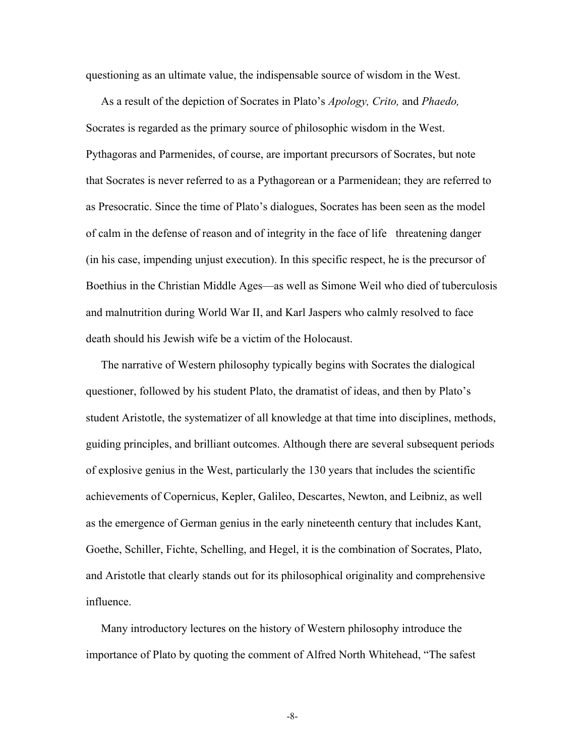questioning as an ultimate value, the indispensable source of wisdom in the West.

As a result of the depiction of Socrates in Plato's *Apology, Crito,* and *Phaedo,* Socrates is regarded as the primary source of philosophic wisdom in the West. Pythagoras and Parmenides, of course, are important precursors of Socrates, but note that Socrates is never referred to as a Pythagorean or a Parmenidean; they are referred to as Presocratic. Since the time of Plato's dialogues, Socrates has been seen as the model of calm in the defense of reason and of integrity in the face of life threatening danger (in his case, impending unjust execution). In this specific respect, he is the precursor of Boethius in the Christian Middle Ages—as well as Simone Weil who died of tuberculosis and malnutrition during World War II, and Karl Jaspers who calmly resolved to face death should his Jewish wife be a victim of the Holocaust.

The narrative of Western philosophy typically begins with Socrates the dialogical questioner, followed by his student Plato, the dramatist of ideas, and then by Plato's student Aristotle, the systematizer of all knowledge at that time into disciplines, methods, guiding principles, and brilliant outcomes. Although there are several subsequent periods of explosive genius in the West, particularly the 130 years that includes the scientific achievements of Copernicus, Kepler, Galileo, Descartes, Newton, and Leibniz, as well as the emergence of German genius in the early nineteenth century that includes Kant, Goethe, Schiller, Fichte, Schelling, and Hegel, it is the combination of Socrates, Plato, and Aristotle that clearly stands out for its philosophical originality and comprehensive influence.

Many introductory lectures on the history of Western philosophy introduce the importance of Plato by quoting the comment of Alfred North Whitehead, "The safest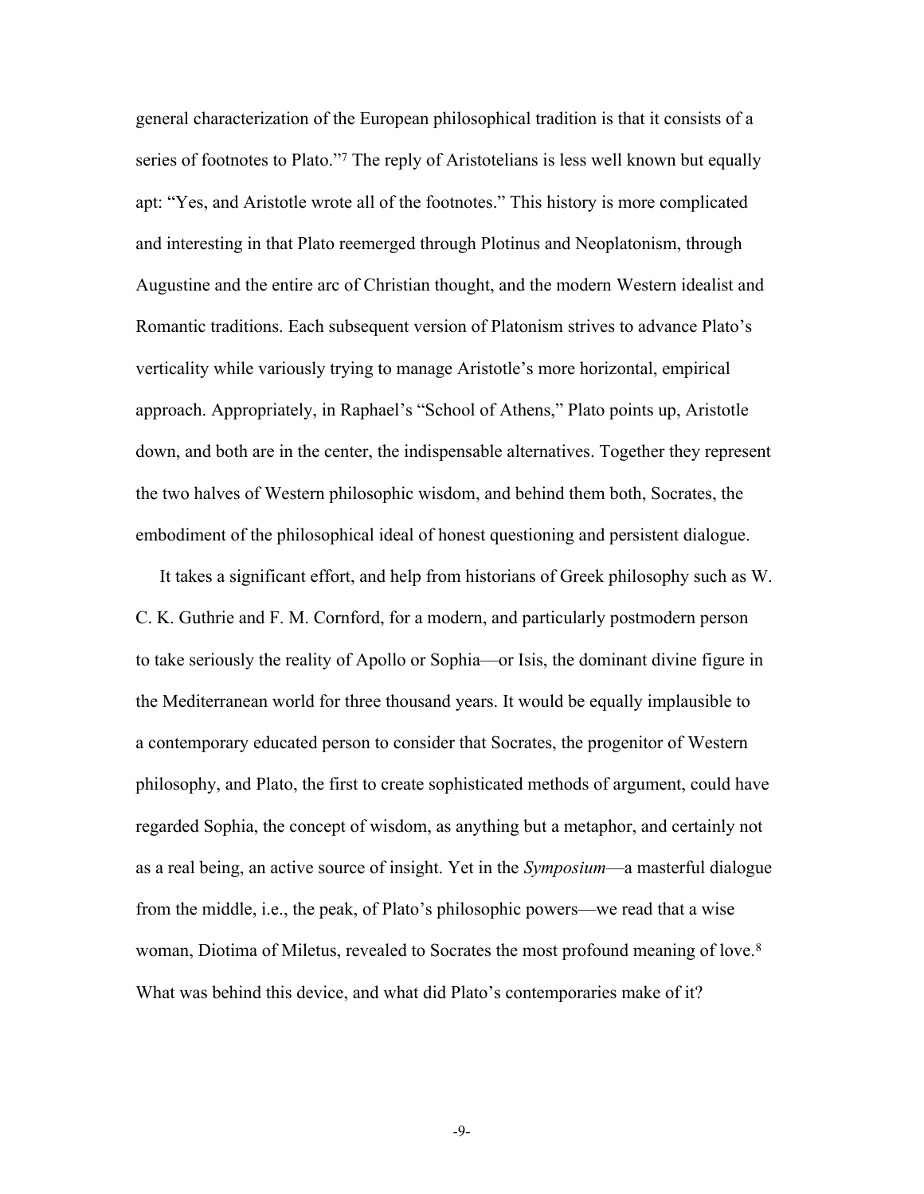general characterization of the European philosophical tradition is that it consists of a series of footnotes to Plato."[7] The reply of Aristotelians is less well known but equally apt: "Yes, and Aristotle wrote all of the footnotes." This history is more complicated and interesting in that Plato reemerged through Plotinus and Neoplatonism, through Augustine and the entire arc of Christian thought, and the modern Western idealist and Romantic traditions. Each subsequent version of Platonism strives to advance Plato's verticality while variously trying to manage Aristotle's more horizontal, empirical approach. Appropriately, in Raphael's "School of Athens," Plato points up, Aristotle down, and both are in the center, the indispensable alternatives. Together they represent the two halves of Western philosophic wisdom, and behind them both, Socrates, the embodiment of the philosophical ideal of honest questioning and persistent dialogue.

It takes a significant effort, and help from historians of Greek philosophy such as W. C. K. Guthrie and F. M. Cornford, for a modern, and particularly postmodern person to take seriously the reality of Apollo or Sophia—or Isis, the dominant divine figure in the Mediterranean world for three thousand years. It would be equally implausible to a contemporary educated person to consider that Socrates, the progenitor of Western philosophy, and Plato, the first to create sophisticated methods of argument, could have regarded Sophia, the concept of wisdom, as anything but a metaphor, and certainly not as a real being, an active source of insight. Yet in the *Symposium*—a masterful dialogue from the middle, i.e., the peak, of Plato's philosophic powers—we read that a wise woman, Diotima of Miletus, revealed to Socrates the most profound meaning of love.[8] What was behind this device, and what did Plato's contemporaries make of it?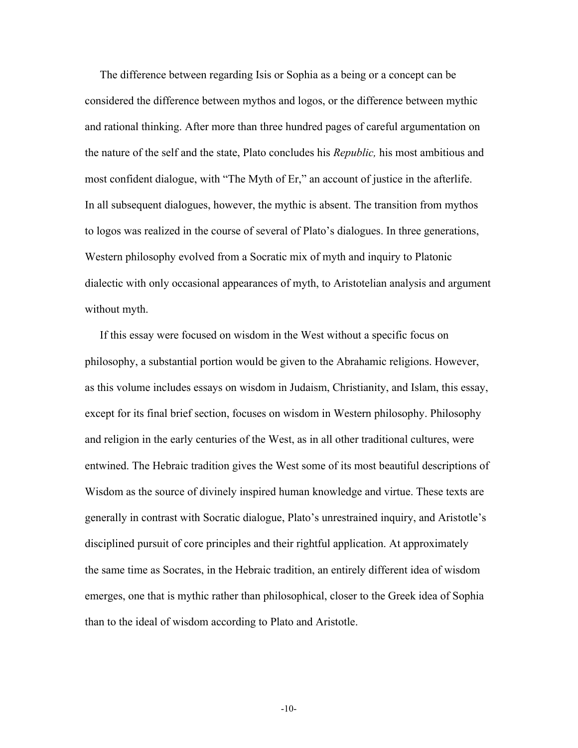The difference between regarding Isis or Sophia as a being or a concept can be considered the difference between mythos and logos, or the difference between mythic and rational thinking. After more than three hundred pages of careful argumentation on the nature of the self and the state, Plato concludes his *Republic,* his most ambitious and most confident dialogue, with "The Myth of Er," an account of justice in the afterlife. In all subsequent dialogues, however, the mythic is absent. The transition from mythos to logos was realized in the course of several of Plato's dialogues. In three generations, Western philosophy evolved from a Socratic mix of myth and inquiry to Platonic dialectic with only occasional appearances of myth, to Aristotelian analysis and argument without myth.

If this essay were focused on wisdom in the West without a specific focus on philosophy, a substantial portion would be given to the Abrahamic religions. However, as this volume includes essays on wisdom in Judaism, Christianity, and Islam, this essay, except for its final brief section, focuses on wisdom in Western philosophy. Philosophy and religion in the early centuries of the West, as in all other traditional cultures, were entwined. The Hebraic tradition gives the West some of its most beautiful descriptions of Wisdom as the source of divinely inspired human knowledge and virtue. These texts are generally in contrast with Socratic dialogue, Plato's unrestrained inquiry, and Aristotle's disciplined pursuit of core principles and their rightful application. At approximately the same time as Socrates, in the Hebraic tradition, an entirely different idea of wisdom emerges, one that is mythic rather than philosophical, closer to the Greek idea of Sophia than to the ideal of wisdom according to Plato and Aristotle.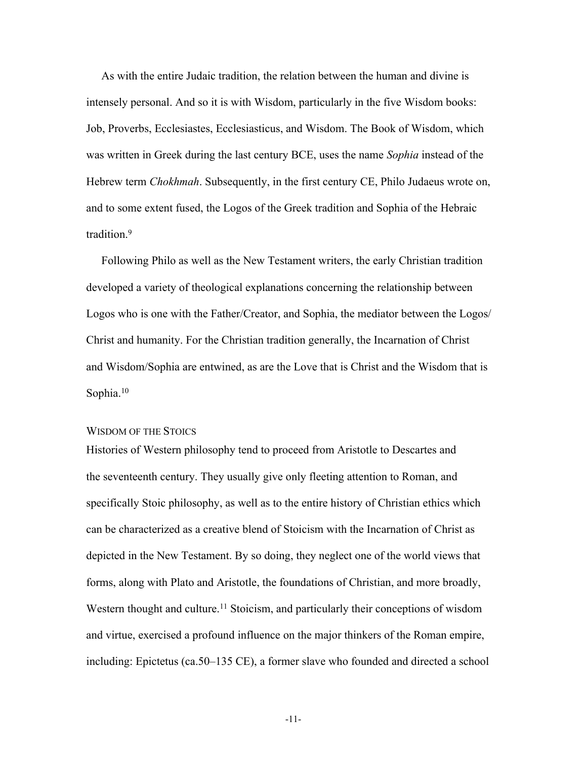As with the entire Judaic tradition, the relation between the human and divine is intensely personal. And so it is with Wisdom, particularly in the five Wisdom books: Job, Proverbs, Ecclesiastes, Ecclesiasticus, and Wisdom. The Book of Wisdom, which was written in Greek during the last century BCE, uses the name *Sophia* instead of the Hebrew term *Chokhmah*. Subsequently, in the first century CE, Philo Judaeus wrote on, and to some extent fused, the Logos of the Greek tradition and Sophia of the Hebraic tradition.[9]

Following Philo as well as the New Testament writers, the early Christian tradition developed a variety of theological explanations concerning the relationship between Logos who is one with the Father/Creator, and Sophia, the mediator between the Logos/ Christ and humanity. For the Christian tradition generally, the Incarnation of Christ and Wisdom/Sophia are entwined, as are the Love that is Christ and the Wisdom that is Sophia.[10]

## Wisdom of the Stoics

Histories of Western philosophy tend to proceed from Aristotle to Descartes and the seventeenth century. They usually give only fleeting attention to Roman, and specifically Stoic philosophy, as well as to the entire history of Christian ethics which can be characterized as a creative blend of Stoicism with the Incarnation of Christ as depicted in the New Testament. By so doing, they neglect one of the world views that forms, along with Plato and Aristotle, the foundations of Christian, and more broadly, Western thought and culture.[11] Stoicism, and particularly their conceptions of wisdom and virtue, exercised a profound influence on the major thinkers of the Roman empire, including: Epictetus (ca.50–135 CE), a former slave who founded and directed a school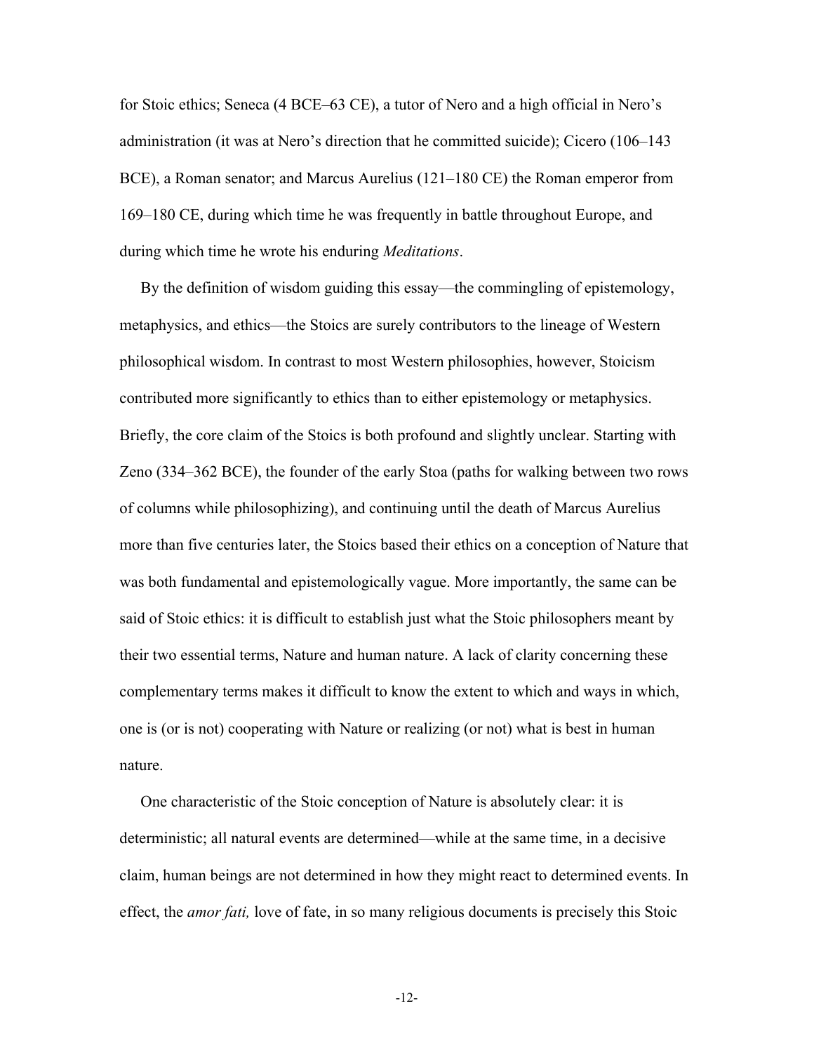for Stoic ethics; Seneca (4 BCE–63 CE), a tutor of Nero and a high official in Nero's administration (it was at Nero's direction that he committed suicide); Cicero (106–143 BCE), a Roman senator; and Marcus Aurelius (121–180 CE) the Roman emperor from 169–180 CE, during which time he was frequently in battle throughout Europe, and during which time he wrote his enduring *Meditations*.

By the definition of wisdom guiding this essay—the commingling of epistemology, metaphysics, and ethics—the Stoics are surely contributors to the lineage of Western philosophical wisdom. In contrast to most Western philosophies, however, Stoicism contributed more significantly to ethics than to either epistemology or metaphysics. Briefly, the core claim of the Stoics is both profound and slightly unclear. Starting with Zeno (334–362 BCE), the founder of the early Stoa (paths for walking between two rows of columns while philosophizing), and continuing until the death of Marcus Aurelius more than five centuries later, the Stoics based their ethics on a conception of Nature that was both fundamental and epistemologically vague. More importantly, the same can be said of Stoic ethics: it is difficult to establish just what the Stoic philosophers meant by their two essential terms, Nature and human nature. A lack of clarity concerning these complementary terms makes it difficult to know the extent to which and ways in which, one is (or is not) cooperating with Nature or realizing (or not) what is best in human nature.

One characteristic of the Stoic conception of Nature is absolutely clear: it is deterministic; all natural events are determined—while at the same time, in a decisive claim, human beings are not determined in how they might react to determined events. In effect, the *amor fati,* love of fate, in so many religious documents is precisely this Stoic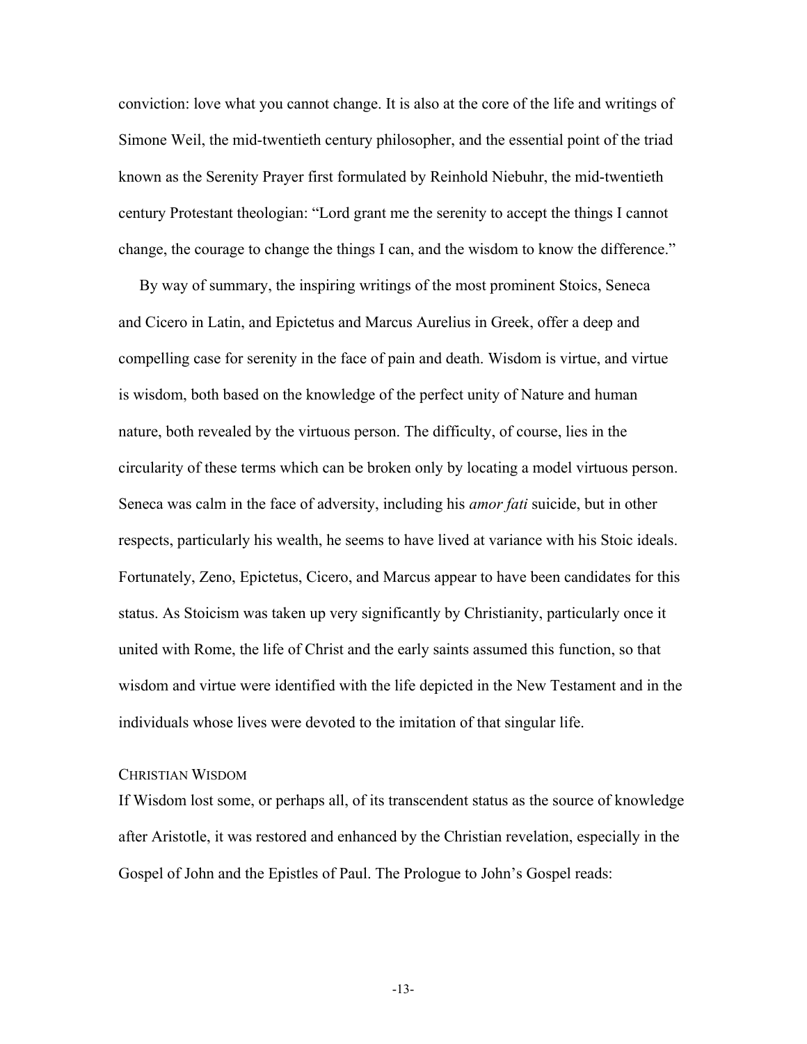conviction: love what you cannot change. It is also at the core of the life and writings of Simone Weil, the mid-twentieth century philosopher, and the essential point of the triad known as the Serenity Prayer first formulated by Reinhold Niebuhr, the mid-twentieth century Protestant theologian: "Lord grant me the serenity to accept the things I cannot change, the courage to change the things I can, and the wisdom to know the difference."

By way of summary, the inspiring writings of the most prominent Stoics, Seneca and Cicero in Latin, and Epictetus and Marcus Aurelius in Greek, offer a deep and compelling case for serenity in the face of pain and death. Wisdom is virtue, and virtue is wisdom, both based on the knowledge of the perfect unity of Nature and human nature, both revealed by the virtuous person. The difficulty, of course, lies in the circularity of these terms which can be broken only by locating a model virtuous person. Seneca was calm in the face of adversity, including his *amor fati* suicide, but in other respects, particularly his wealth, he seems to have lived at variance with his Stoic ideals. Fortunately, Zeno, Epictetus, Cicero, and Marcus appear to have been candidates for this status. As Stoicism was taken up very significantly by Christianity, particularly once it united with Rome, the life of Christ and the early saints assumed this function, so that wisdom and virtue were identified with the life depicted in the New Testament and in the individuals whose lives were devoted to the imitation of that singular life.

## CHRISTIAN WISDOM

If Wisdom lost some, or perhaps all, of its transcendent status as the source of knowledge after Aristotle, it was restored and enhanced by the Christian revelation, especially in the Gospel of John and the Epistles of Paul. The Prologue to John's Gospel reads: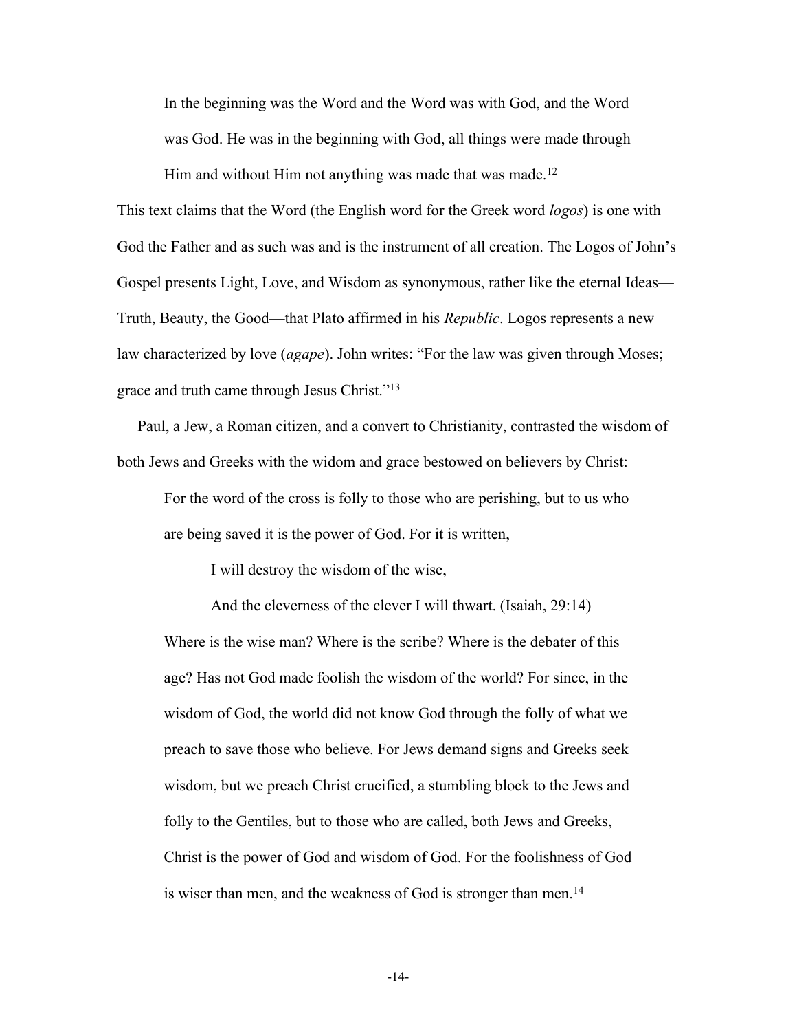> In the beginning was the Word and the Word was with God, and the Word was God. He was in the beginning with God, all things were made through Him and without Him not anything was made that was made.[12]

This text claims that the Word (the English word for the Greek word *logos*) is one with God the Father and as such was and is the instrument of all creation. The Logos of John's Gospel presents Light, Love, and Wisdom as synonymous, rather like the eternal Ideas—Truth, Beauty, the Good—that Plato affirmed in his *Republic*. Logos represents a new law characterized by love (*agape*). John writes: "For the law was given through Moses; grace and truth came through Jesus Christ."[13]

Paul, a Jew, a Roman citizen, and a convert to Christianity, contrasted the wisdom of both Jews and Greeks with the widom and grace bestowed on believers by Christ:

> For the word of the cross is folly to those who are perishing, but to us who are being saved it is the power of God. For it is written,
>
> > I will destroy the wisdom of the wise,
> >
> > And the cleverness of the clever I will thwart. (Isaiah, 29:14)
>
> Where is the wise man? Where is the scribe? Where is the debater of this age? Has not God made foolish the wisdom of the world? For since, in the wisdom of God, the world did not know God through the folly of what we preach to save those who believe. For Jews demand signs and Greeks seek wisdom, but we preach Christ crucified, a stumbling block to the Jews and folly to the Gentiles, but to those who are called, both Jews and Greeks, Christ is the power of God and wisdom of God. For the foolishness of God is wiser than men, and the weakness of God is stronger than men.[14]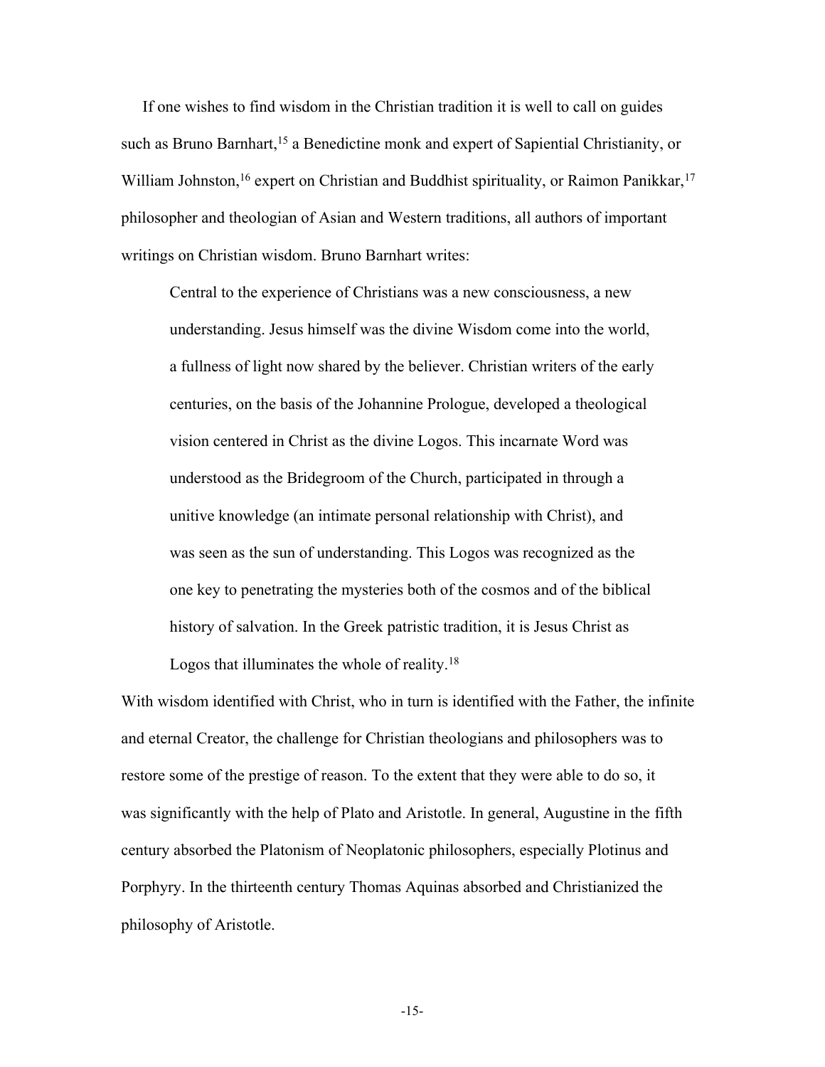If one wishes to find wisdom in the Christian tradition it is well to call on guides such as Bruno Barnhart,[15] a Benedictine monk and expert of Sapiential Christianity, or William Johnston,[16] expert on Christian and Buddhist spirituality, or Raimon Panikkar,[17] philosopher and theologian of Asian and Western traditions, all authors of important writings on Christian wisdom. Bruno Barnhart writes:

> Central to the experience of Christians was a new consciousness, a new understanding. Jesus himself was the divine Wisdom come into the world, a fullness of light now shared by the believer. Christian writers of the early centuries, on the basis of the Johannine Prologue, developed a theological vision centered in Christ as the divine Logos. This incarnate Word was understood as the Bridegroom of the Church, participated in through a unitive knowledge (an intimate personal relationship with Christ), and was seen as the sun of understanding. This Logos was recognized as the one key to penetrating the mysteries both of the cosmos and of the biblical history of salvation. In the Greek patristic tradition, it is Jesus Christ as Logos that illuminates the whole of reality.[18]

With wisdom identified with Christ, who in turn is identified with the Father, the infinite and eternal Creator, the challenge for Christian theologians and philosophers was to restore some of the prestige of reason. To the extent that they were able to do so, it was significantly with the help of Plato and Aristotle. In general, Augustine in the fifth century absorbed the Platonism of Neoplatonic philosophers, especially Plotinus and Porphyry. In the thirteenth century Thomas Aquinas absorbed and Christianized the philosophy of Aristotle.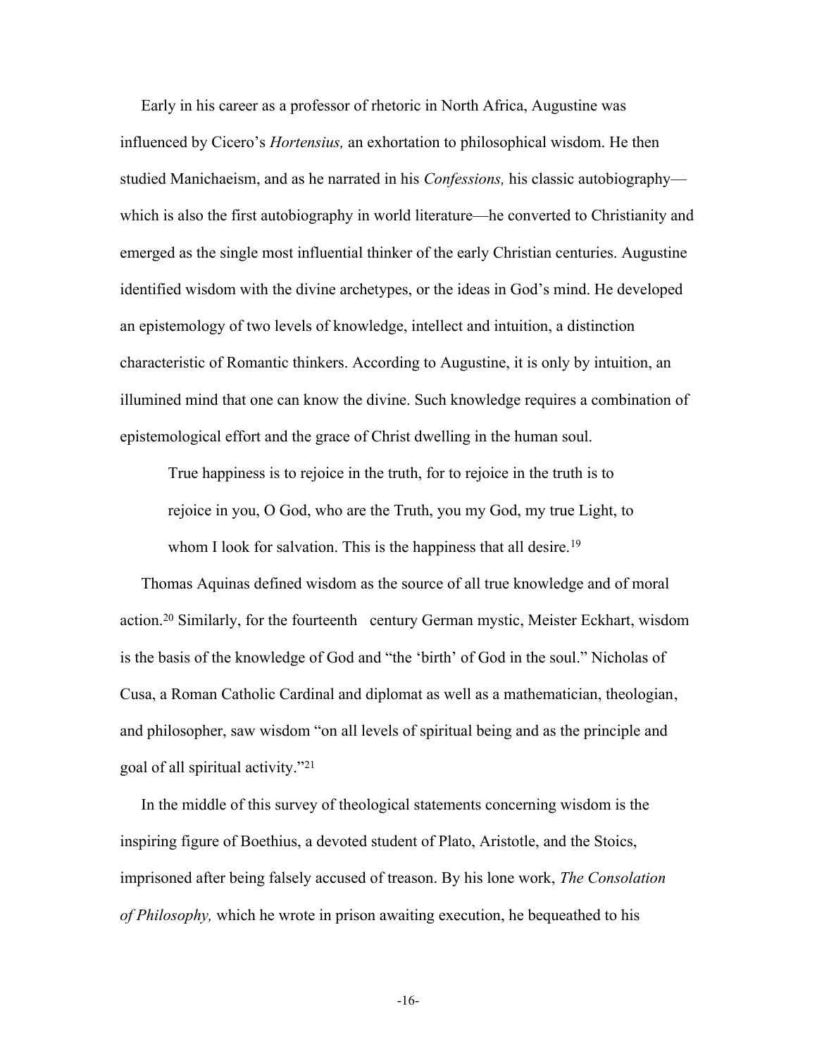Early in his career as a professor of rhetoric in North Africa, Augustine was influenced by Cicero's *Hortensius,* an exhortation to philosophical wisdom. He then studied Manichaeism, and as he narrated in his *Confessions,* his classic autobiography—which is also the first autobiography in world literature—he converted to Christianity and emerged as the single most influential thinker of the early Christian centuries. Augustine identified wisdom with the divine archetypes, or the ideas in God's mind. He developed an epistemology of two levels of knowledge, intellect and intuition, a distinction characteristic of Romantic thinkers. According to Augustine, it is only by intuition, an illumined mind that one can know the divine. Such knowledge requires a combination of epistemological effort and the grace of Christ dwelling in the human soul.

> True happiness is to rejoice in the truth, for to rejoice in the truth is to rejoice in you, O God, who are the Truth, you my God, my true Light, to whom I look for salvation. This is the happiness that all desire.[19]

Thomas Aquinas defined wisdom as the source of all true knowledge and of moral action.[20] Similarly, for the fourteenth century German mystic, Meister Eckhart, wisdom is the basis of the knowledge of God and "the 'birth' of God in the soul." Nicholas of Cusa, a Roman Catholic Cardinal and diplomat as well as a mathematician, theologian, and philosopher, saw wisdom "on all levels of spiritual being and as the principle and goal of all spiritual activity."[21]

In the middle of this survey of theological statements concerning wisdom is the inspiring figure of Boethius, a devoted student of Plato, Aristotle, and the Stoics, imprisoned after being falsely accused of treason. By his lone work, *The Consolation of Philosophy,* which he wrote in prison awaiting execution, he bequeathed to his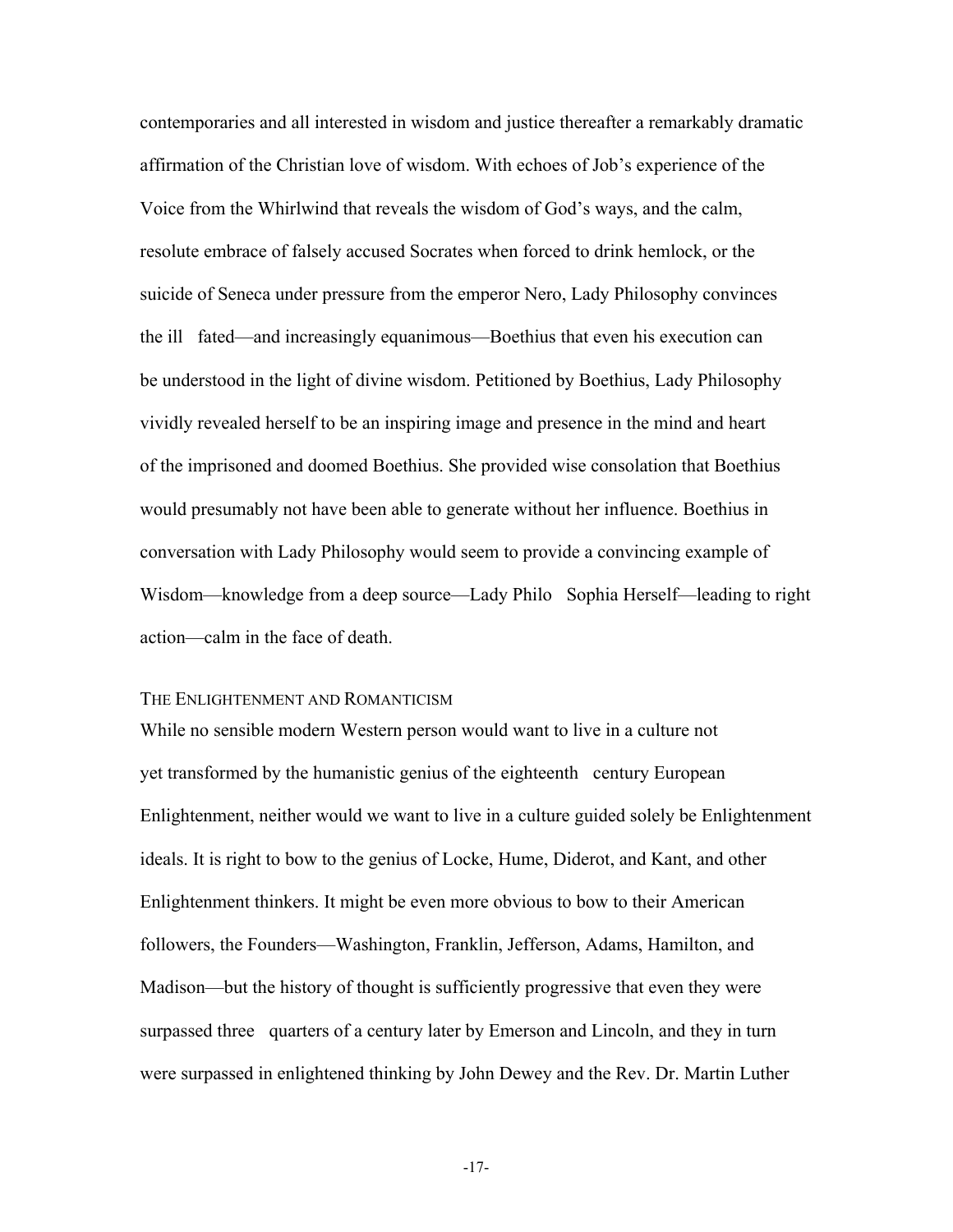contemporaries and all interested in wisdom and justice thereafter a remarkably dramatic affirmation of the Christian love of wisdom. With echoes of Job's experience of the Voice from the Whirlwind that reveals the wisdom of God's ways, and the calm, resolute embrace of falsely accused Socrates when forced to drink hemlock, or the suicide of Seneca under pressure from the emperor Nero, Lady Philosophy convinces the ill fated—and increasingly equanimous—Boethius that even his execution can be understood in the light of divine wisdom. Petitioned by Boethius, Lady Philosophy vividly revealed herself to be an inspiring image and presence in the mind and heart of the imprisoned and doomed Boethius. She provided wise consolation that Boethius would presumably not have been able to generate without her influence. Boethius in conversation with Lady Philosophy would seem to provide a convincing example of Wisdom—knowledge from a deep source—Lady Philo Sophia Herself—leading to right action—calm in the face of death.

### THE ENLIGHTENMENT AND ROMANTICISM

While no sensible modern Western person would want to live in a culture not yet transformed by the humanistic genius of the eighteenth century European Enlightenment, neither would we want to live in a culture guided solely be Enlightenment ideals. It is right to bow to the genius of Locke, Hume, Diderot, and Kant, and other Enlightenment thinkers. It might be even more obvious to bow to their American followers, the Founders—Washington, Franklin, Jefferson, Adams, Hamilton, and Madison—but the history of thought is sufficiently progressive that even they were surpassed three quarters of a century later by Emerson and Lincoln, and they in turn were surpassed in enlightened thinking by John Dewey and the Rev. Dr. Martin Luther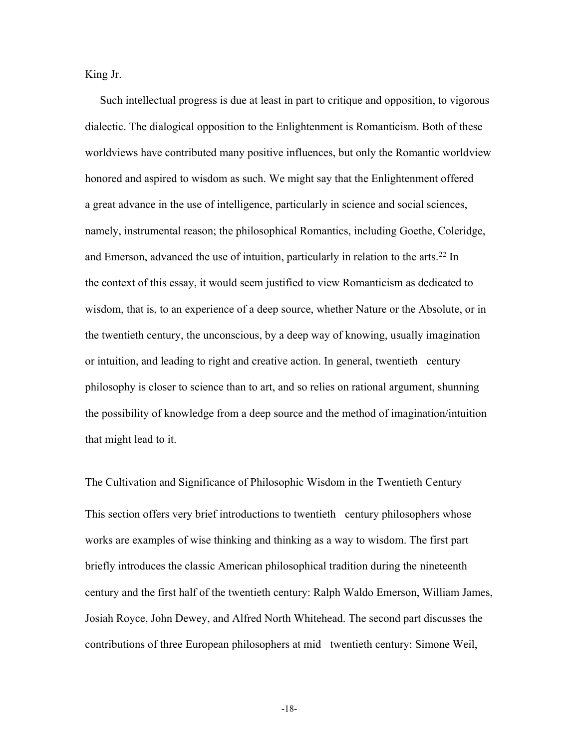King Jr.

Such intellectual progress is due at least in part to critique and opposition, to vigorous dialectic. The dialogical opposition to the Enlightenment is Romanticism. Both of these worldviews have contributed many positive influences, but only the Romantic worldview honored and aspired to wisdom as such. We might say that the Enlightenment offered a great advance in the use of intelligence, particularly in science and social sciences, namely, instrumental reason; the philosophical Romantics, including Goethe, Coleridge, and Emerson, advanced the use of intuition, particularly in relation to the arts.[22] In the context of this essay, it would seem justified to view Romanticism as dedicated to wisdom, that is, to an experience of a deep source, whether Nature or the Absolute, or in the twentieth century, the unconscious, by a deep way of knowing, usually imagination or intuition, and leading to right and creative action. In general, twentieth century philosophy is closer to science than to art, and so relies on rational argument, shunning the possibility of knowledge from a deep source and the method of imagination/intuition that might lead to it.

## The Cultivation and Significance of Philosophic Wisdom in the Twentieth Century

This section offers very brief introductions to twentieth century philosophers whose works are examples of wise thinking and thinking as a way to wisdom. The first part briefly introduces the classic American philosophical tradition during the nineteenth century and the first half of the twentieth century: Ralph Waldo Emerson, William James, Josiah Royce, John Dewey, and Alfred North Whitehead. The second part discusses the contributions of three European philosophers at mid twentieth century: Simone Weil,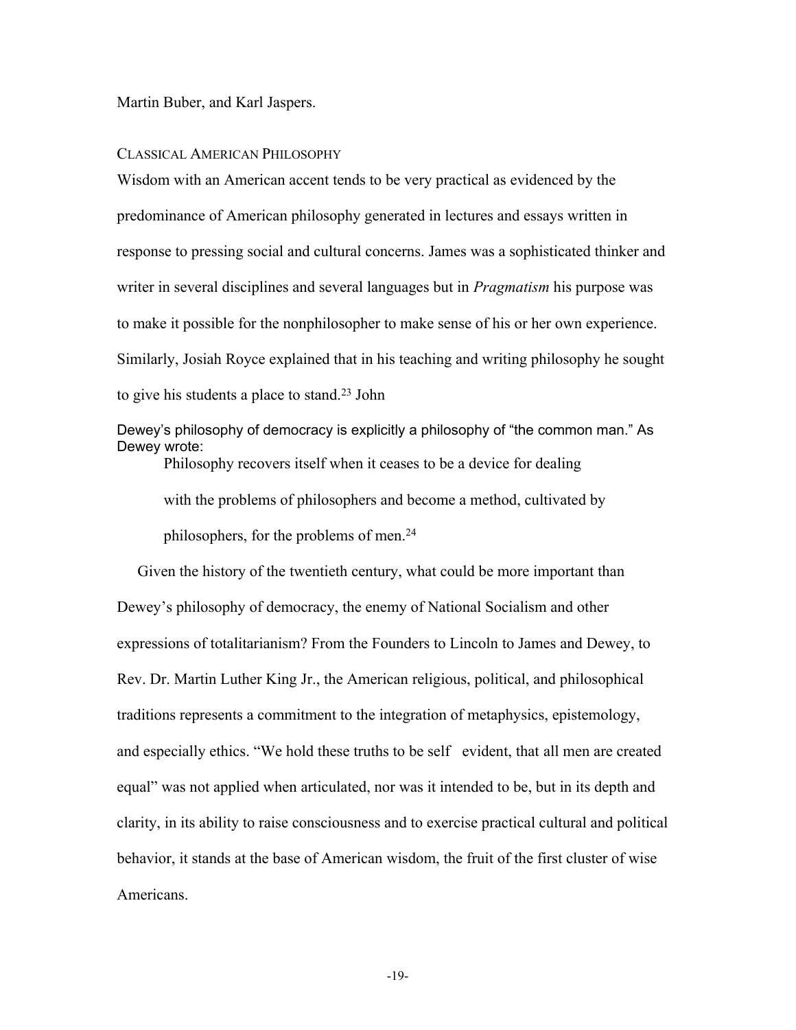Martin Buber, and Karl Jaspers.

## CLASSICAL AMERICAN PHILOSOPHY

Wisdom with an American accent tends to be very practical as evidenced by the predominance of American philosophy generated in lectures and essays written in response to pressing social and cultural concerns. James was a sophisticated thinker and writer in several disciplines and several languages but in *Pragmatism* his purpose was to make it possible for the nonphilosopher to make sense of his or her own experience. Similarly, Josiah Royce explained that in his teaching and writing philosophy he sought to give his students a place to stand.[23] John Dewey's philosophy of democracy is explicitly a philosophy of "the common man." As Dewey wrote:

> Philosophy recovers itself when it ceases to be a device for dealing with the problems of philosophers and become a method, cultivated by philosophers, for the problems of men.[24]

Given the history of the twentieth century, what could be more important than Dewey's philosophy of democracy, the enemy of National Socialism and other expressions of totalitarianism? From the Founders to Lincoln to James and Dewey, to Rev. Dr. Martin Luther King Jr., the American religious, political, and philosophical traditions represents a commitment to the integration of metaphysics, epistemology, and especially ethics. "We hold these truths to be self evident, that all men are created equal" was not applied when articulated, nor was it intended to be, but in its depth and clarity, in its ability to raise consciousness and to exercise practical cultural and political behavior, it stands at the base of American wisdom, the fruit of the first cluster of wise Americans.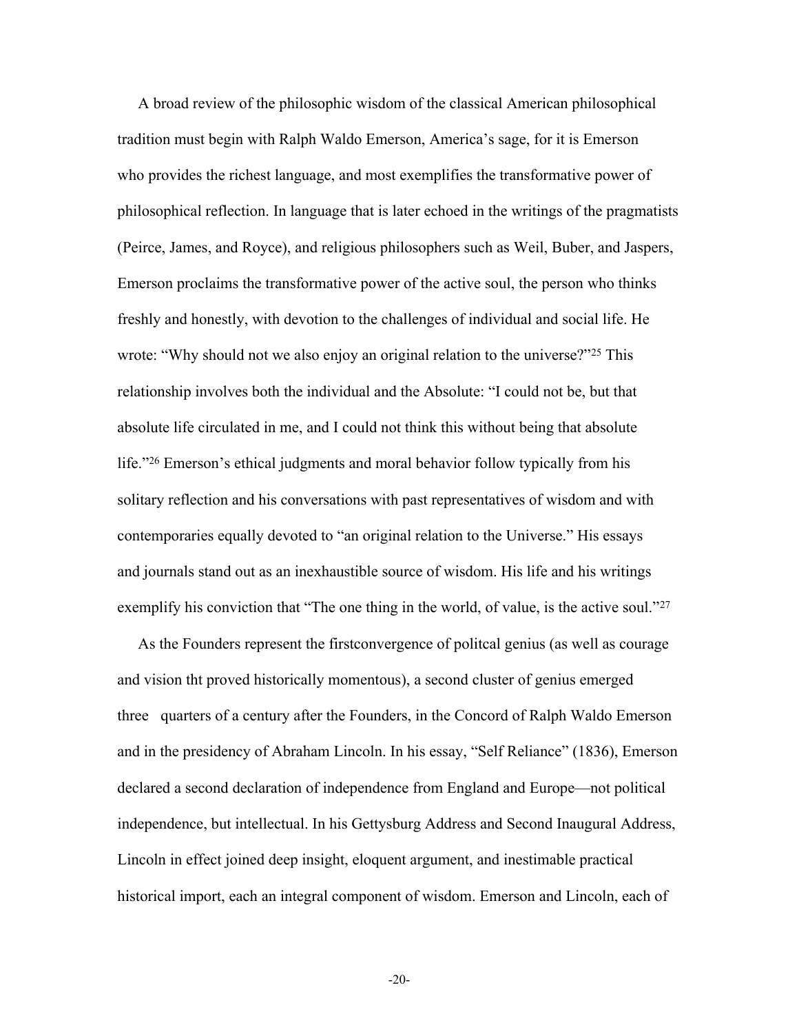A broad review of the philosophic wisdom of the classical American philosophical tradition must begin with Ralph Waldo Emerson, America's sage, for it is Emerson who provides the richest language, and most exemplifies the transformative power of philosophical reflection. In language that is later echoed in the writings of the pragmatists (Peirce, James, and Royce), and religious philosophers such as Weil, Buber, and Jaspers, Emerson proclaims the transformative power of the active soul, the person who thinks freshly and honestly, with devotion to the challenges of individual and social life. He wrote: "Why should not we also enjoy an original relation to the universe?"[25] This relationship involves both the individual and the Absolute: "I could not be, but that absolute life circulated in me, and I could not think this without being that absolute life."[26] Emerson's ethical judgments and moral behavior follow typically from his solitary reflection and his conversations with past representatives of wisdom and with contemporaries equally devoted to "an original relation to the Universe." His essays and journals stand out as an inexhaustible source of wisdom. His life and his writings exemplify his conviction that "The one thing in the world, of value, is the active soul."[27]

As the Founders represent the firstconvergence of politcal genius (as well as courage and vision tht proved historically momentous), a second cluster of genius emerged three quarters of a century after the Founders, in the Concord of Ralph Waldo Emerson and in the presidency of Abraham Lincoln. In his essay, "Self Reliance" (1836), Emerson declared a second declaration of independence from England and Europe—not political independence, but intellectual. In his Gettysburg Address and Second Inaugural Address, Lincoln in effect joined deep insight, eloquent argument, and inestimable practical historical import, each an integral component of wisdom. Emerson and Lincoln, each of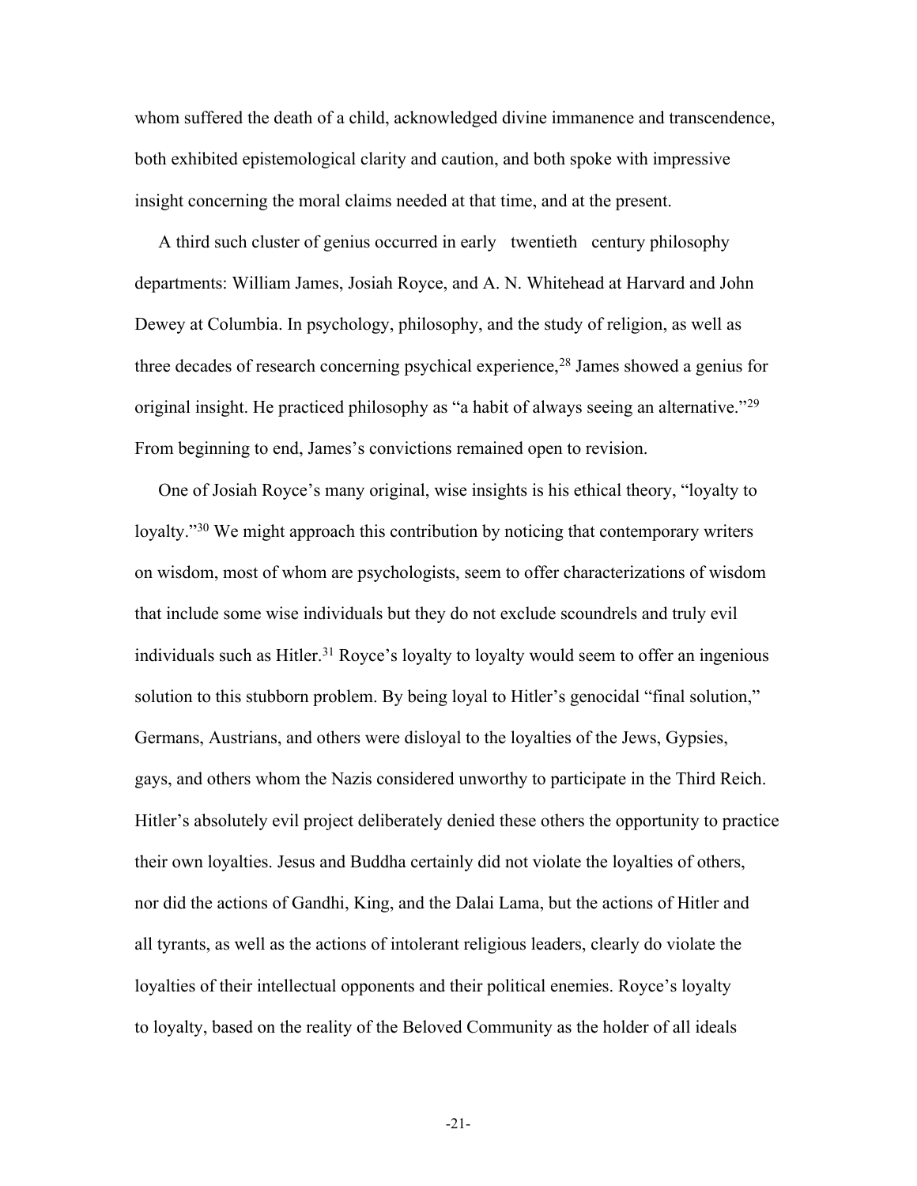whom suffered the death of a child, acknowledged divine immanence and transcendence, both exhibited epistemological clarity and caution, and both spoke with impressive insight concerning the moral claims needed at that time, and at the present.

A third such cluster of genius occurred in early twentieth century philosophy departments: William James, Josiah Royce, and A. N. Whitehead at Harvard and John Dewey at Columbia. In psychology, philosophy, and the study of religion, as well as three decades of research concerning psychical experience,[28] James showed a genius for original insight. He practiced philosophy as "a habit of always seeing an alternative."[29] From beginning to end, James's convictions remained open to revision.

One of Josiah Royce's many original, wise insights is his ethical theory, "loyalty to loyalty."[30] We might approach this contribution by noticing that contemporary writers on wisdom, most of whom are psychologists, seem to offer characterizations of wisdom that include some wise individuals but they do not exclude scoundrels and truly evil individuals such as Hitler.[31] Royce's loyalty to loyalty would seem to offer an ingenious solution to this stubborn problem. By being loyal to Hitler's genocidal "final solution," Germans, Austrians, and others were disloyal to the loyalties of the Jews, Gypsies, gays, and others whom the Nazis considered unworthy to participate in the Third Reich. Hitler's absolutely evil project deliberately denied these others the opportunity to practice their own loyalties. Jesus and Buddha certainly did not violate the loyalties of others, nor did the actions of Gandhi, King, and the Dalai Lama, but the actions of Hitler and all tyrants, as well as the actions of intolerant religious leaders, clearly do violate the loyalties of their intellectual opponents and their political enemies. Royce's loyalty to loyalty, based on the reality of the Beloved Community as the holder of all ideals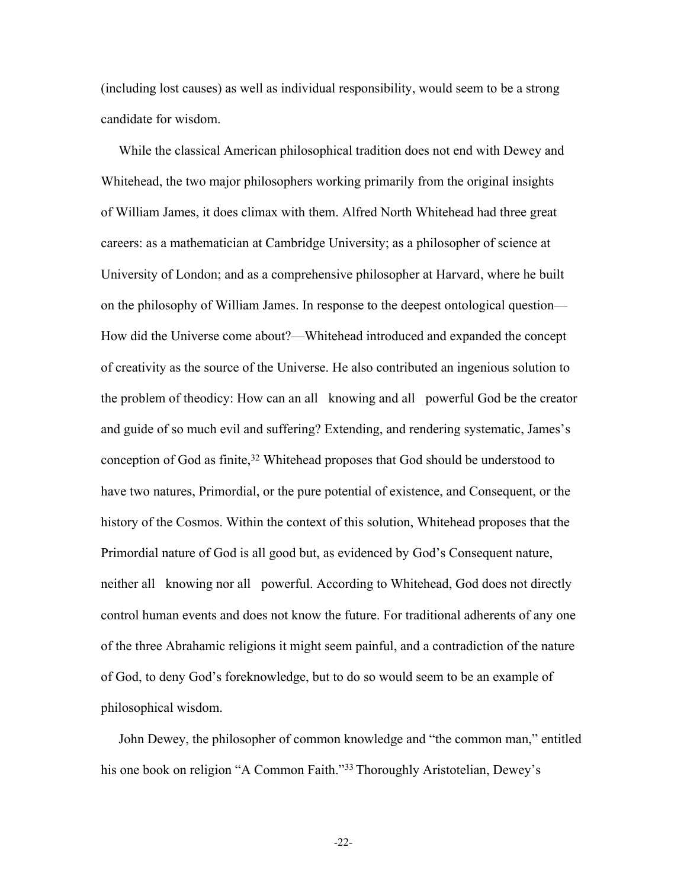(including lost causes) as well as individual responsibility, would seem to be a strong candidate for wisdom.

While the classical American philosophical tradition does not end with Dewey and Whitehead, the two major philosophers working primarily from the original insights of William James, it does climax with them. Alfred North Whitehead had three great careers: as a mathematician at Cambridge University; as a philosopher of science at University of London; and as a comprehensive philosopher at Harvard, where he built on the philosophy of William James. In response to the deepest ontological question—How did the Universe come about?—Whitehead introduced and expanded the concept of creativity as the source of the Universe. He also contributed an ingenious solution to the problem of theodicy: How can an all knowing and all powerful God be the creator and guide of so much evil and suffering? Extending, and rendering systematic, James's conception of God as finite,[32] Whitehead proposes that God should be understood to have two natures, Primordial, or the pure potential of existence, and Consequent, or the history of the Cosmos. Within the context of this solution, Whitehead proposes that the Primordial nature of God is all good but, as evidenced by God's Consequent nature, neither all knowing nor all powerful. According to Whitehead, God does not directly control human events and does not know the future. For traditional adherents of any one of the three Abrahamic religions it might seem painful, and a contradiction of the nature of God, to deny God's foreknowledge, but to do so would seem to be an example of philosophical wisdom.

John Dewey, the philosopher of common knowledge and "the common man," entitled his one book on religion "A Common Faith."[33] Thoroughly Aristotelian, Dewey's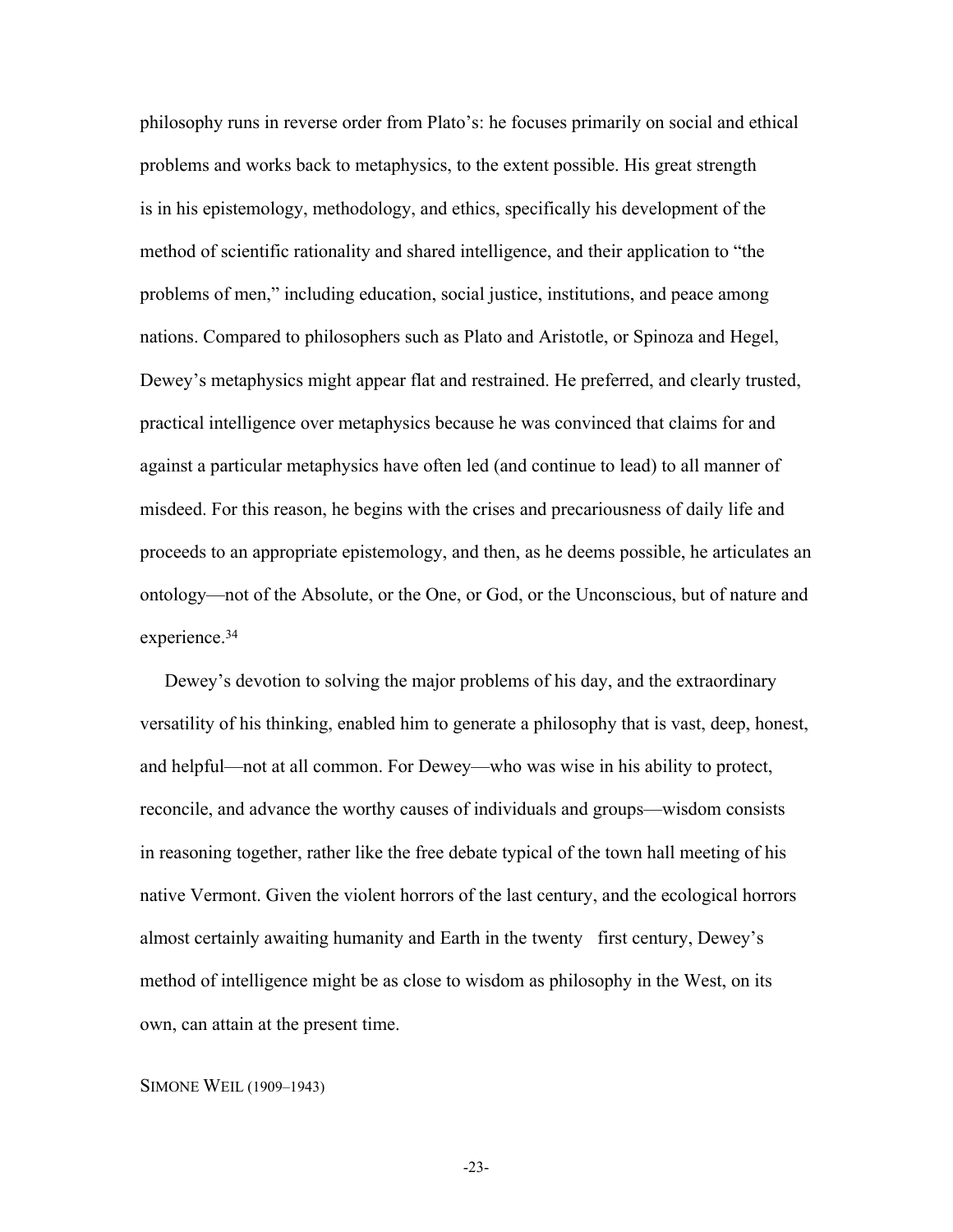philosophy runs in reverse order from Plato's: he focuses primarily on social and ethical problems and works back to metaphysics, to the extent possible. His great strength is in his epistemology, methodology, and ethics, specifically his development of the method of scientific rationality and shared intelligence, and their application to "the problems of men," including education, social justice, institutions, and peace among nations. Compared to philosophers such as Plato and Aristotle, or Spinoza and Hegel, Dewey's metaphysics might appear flat and restrained. He preferred, and clearly trusted, practical intelligence over metaphysics because he was convinced that claims for and against a particular metaphysics have often led (and continue to lead) to all manner of misdeed. For this reason, he begins with the crises and precariousness of daily life and proceeds to an appropriate epistemology, and then, as he deems possible, he articulates an ontology—not of the Absolute, or the One, or God, or the Unconscious, but of nature and experience.[34]

Dewey's devotion to solving the major problems of his day, and the extraordinary versatility of his thinking, enabled him to generate a philosophy that is vast, deep, honest, and helpful—not at all common. For Dewey—who was wise in his ability to protect, reconcile, and advance the worthy causes of individuals and groups—wisdom consists in reasoning together, rather like the free debate typical of the town hall meeting of his native Vermont. Given the violent horrors of the last century, and the ecological horrors almost certainly awaiting humanity and Earth in the twenty first century, Dewey's method of intelligence might be as close to wisdom as philosophy in the West, on its own, can attain at the present time.

## SIMONE WEIL (1909–1943)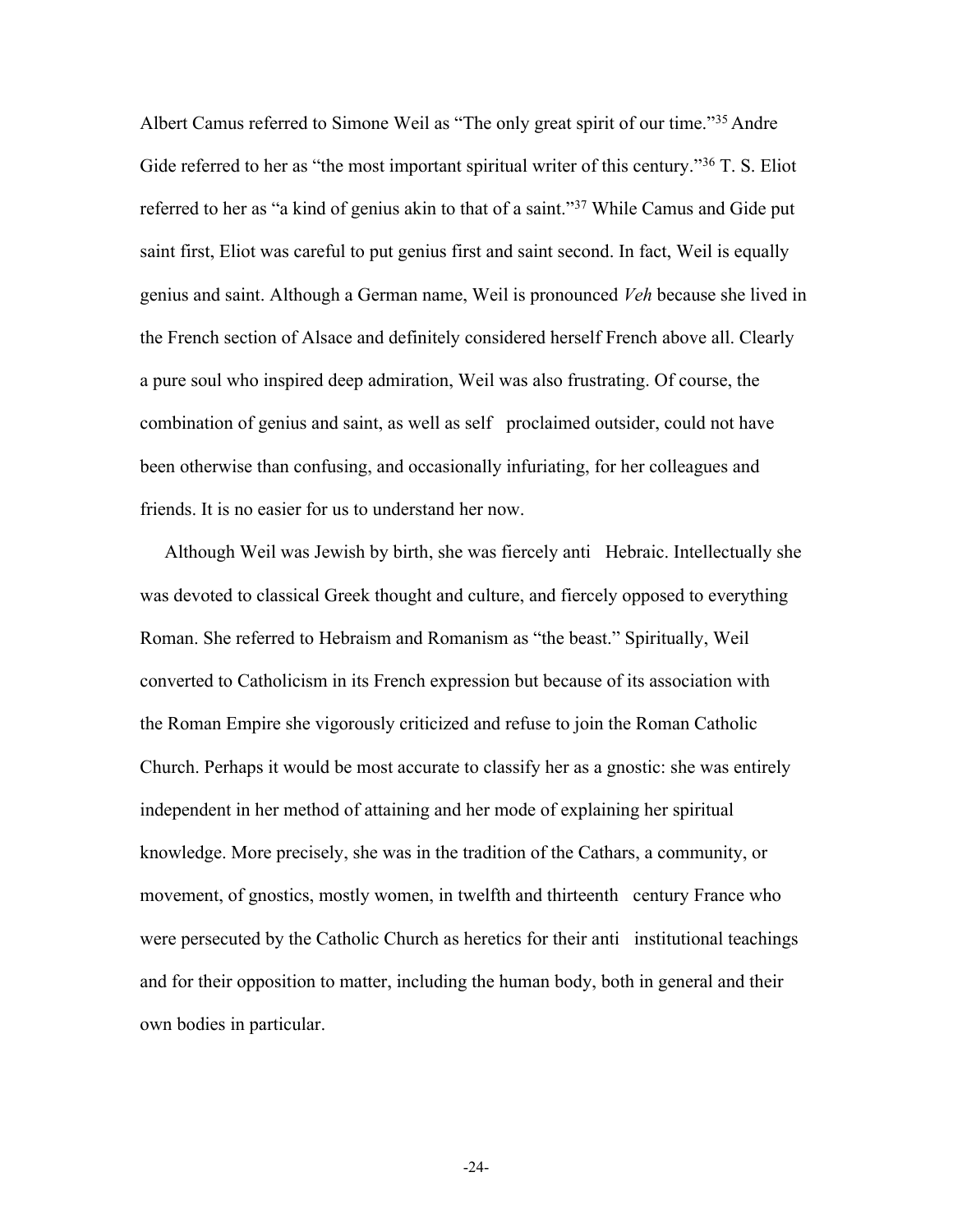Albert Camus referred to Simone Weil as “The only great spirit of our time.”[35] Andre Gide referred to her as “the most important spiritual writer of this century.”[36] T. S. Eliot referred to her as “a kind of genius akin to that of a saint.”[37] While Camus and Gide put saint first, Eliot was careful to put genius first and saint second. In fact, Weil is equally genius and saint. Although a German name, Weil is pronounced *Veh* because she lived in the French section of Alsace and definitely considered herself French above all. Clearly a pure soul who inspired deep admiration, Weil was also frustrating. Of course, the combination of genius and saint, as well as self proclaimed outsider, could not have been otherwise than confusing, and occasionally infuriating, for her colleagues and friends. It is no easier for us to understand her now.

Although Weil was Jewish by birth, she was fiercely anti Hebraic. Intellectually she was devoted to classical Greek thought and culture, and fiercely opposed to everything Roman. She referred to Hebraism and Romanism as “the beast.” Spiritually, Weil converted to Catholicism in its French expression but because of its association with the Roman Empire she vigorously criticized and refuse to join the Roman Catholic Church. Perhaps it would be most accurate to classify her as a gnostic: she was entirely independent in her method of attaining and her mode of explaining her spiritual knowledge. More precisely, she was in the tradition of the Cathars, a community, or movement, of gnostics, mostly women, in twelfth and thirteenth century France who were persecuted by the Catholic Church as heretics for their anti institutional teachings and for their opposition to matter, including the human body, both in general and their own bodies in particular.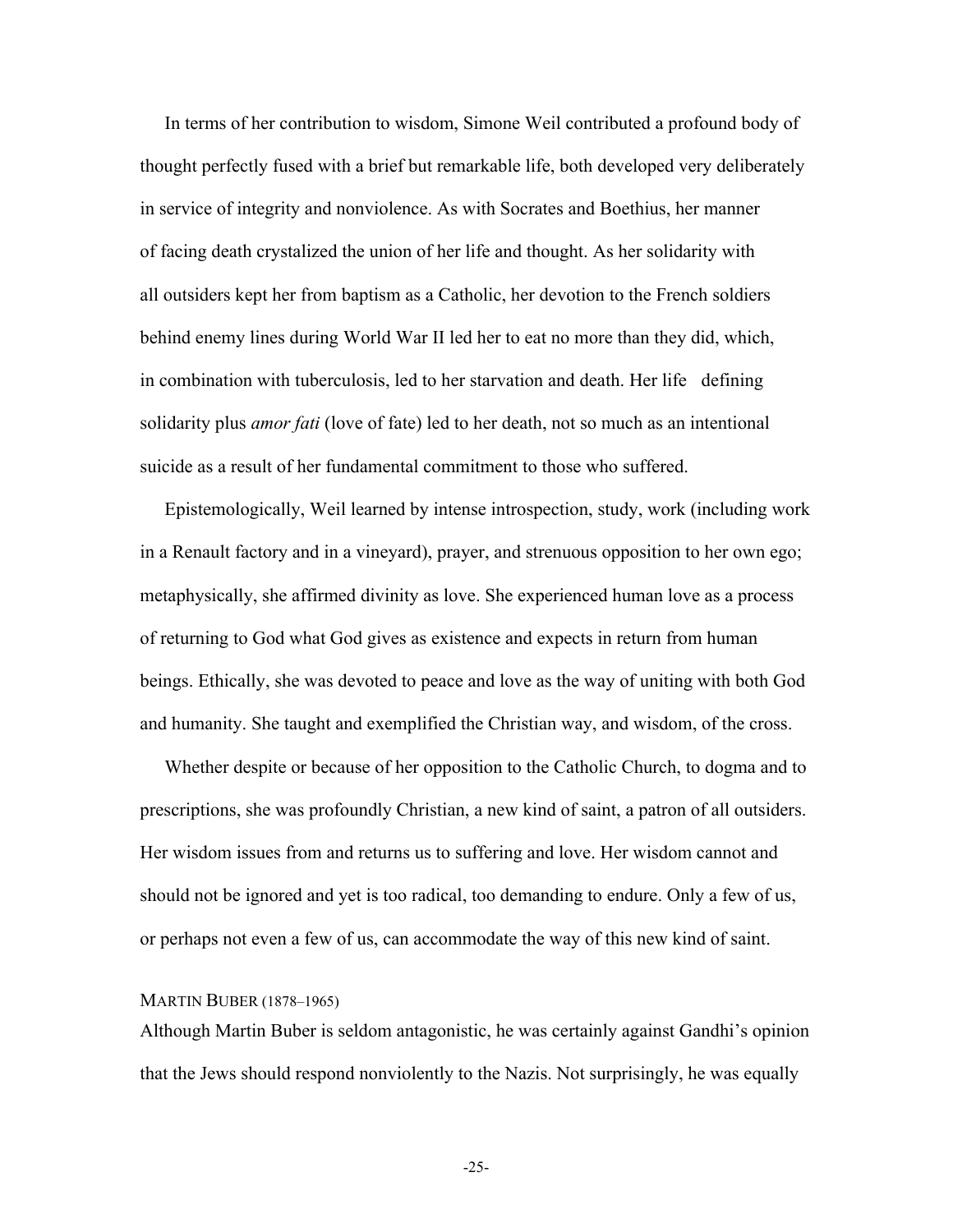In terms of her contribution to wisdom, Simone Weil contributed a profound body of thought perfectly fused with a brief but remarkable life, both developed very deliberately in service of integrity and nonviolence. As with Socrates and Boethius, her manner of facing death crystalized the union of her life and thought. As her solidarity with all outsiders kept her from baptism as a Catholic, her devotion to the French soldiers behind enemy lines during World War II led her to eat no more than they did, which, in combination with tuberculosis, led to her starvation and death. Her life defining solidarity plus *amor fati* (love of fate) led to her death, not so much as an intentional suicide as a result of her fundamental commitment to those who suffered.

Epistemologically, Weil learned by intense introspection, study, work (including work in a Renault factory and in a vineyard), prayer, and strenuous opposition to her own ego; metaphysically, she affirmed divinity as love. She experienced human love as a process of returning to God what God gives as existence and expects in return from human beings. Ethically, she was devoted to peace and love as the way of uniting with both God and humanity. She taught and exemplified the Christian way, and wisdom, of the cross.

Whether despite or because of her opposition to the Catholic Church, to dogma and to prescriptions, she was profoundly Christian, a new kind of saint, a patron of all outsiders. Her wisdom issues from and returns us to suffering and love. Her wisdom cannot and should not be ignored and yet is too radical, too demanding to endure. Only a few of us, or perhaps not even a few of us, can accommodate the way of this new kind of saint.

## MARTIN BUBER (1878–1965)

Although Martin Buber is seldom antagonistic, he was certainly against Gandhi's opinion that the Jews should respond nonviolently to the Nazis. Not surprisingly, he was equally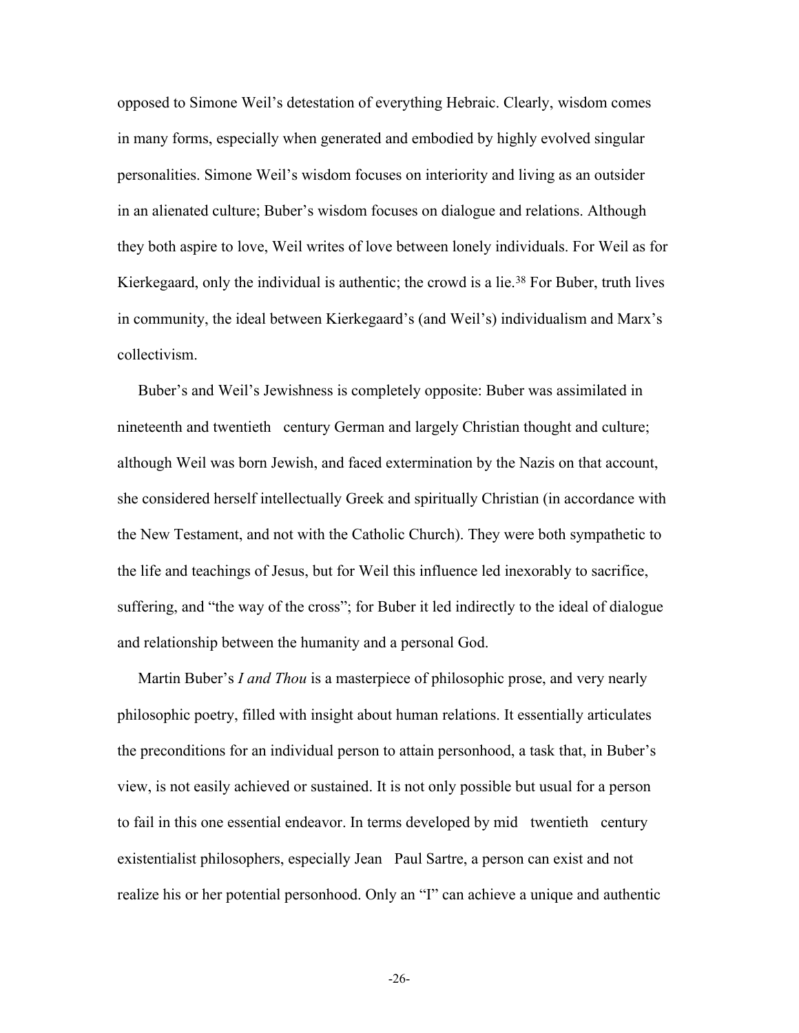opposed to Simone Weil's detestation of everything Hebraic. Clearly, wisdom comes in many forms, especially when generated and embodied by highly evolved singular personalities. Simone Weil's wisdom focuses on interiority and living as an outsider in an alienated culture; Buber's wisdom focuses on dialogue and relations. Although they both aspire to love, Weil writes of love between lonely individuals. For Weil as for Kierkegaard, only the individual is authentic; the crowd is a lie.[38] For Buber, truth lives in community, the ideal between Kierkegaard's (and Weil's) individualism and Marx's collectivism.

Buber's and Weil's Jewishness is completely opposite: Buber was assimilated in nineteenth and twentieth century German and largely Christian thought and culture; although Weil was born Jewish, and faced extermination by the Nazis on that account, she considered herself intellectually Greek and spiritually Christian (in accordance with the New Testament, and not with the Catholic Church). They were both sympathetic to the life and teachings of Jesus, but for Weil this influence led inexorably to sacrifice, suffering, and "the way of the cross"; for Buber it led indirectly to the ideal of dialogue and relationship between the humanity and a personal God.

Martin Buber's *I and Thou* is a masterpiece of philosophic prose, and very nearly philosophic poetry, filled with insight about human relations. It essentially articulates the preconditions for an individual person to attain personhood, a task that, in Buber's view, is not easily achieved or sustained. It is not only possible but usual for a person to fail in this one essential endeavor. In terms developed by mid twentieth century existentialist philosophers, especially Jean Paul Sartre, a person can exist and not realize his or her potential personhood. Only an "I" can achieve a unique and authentic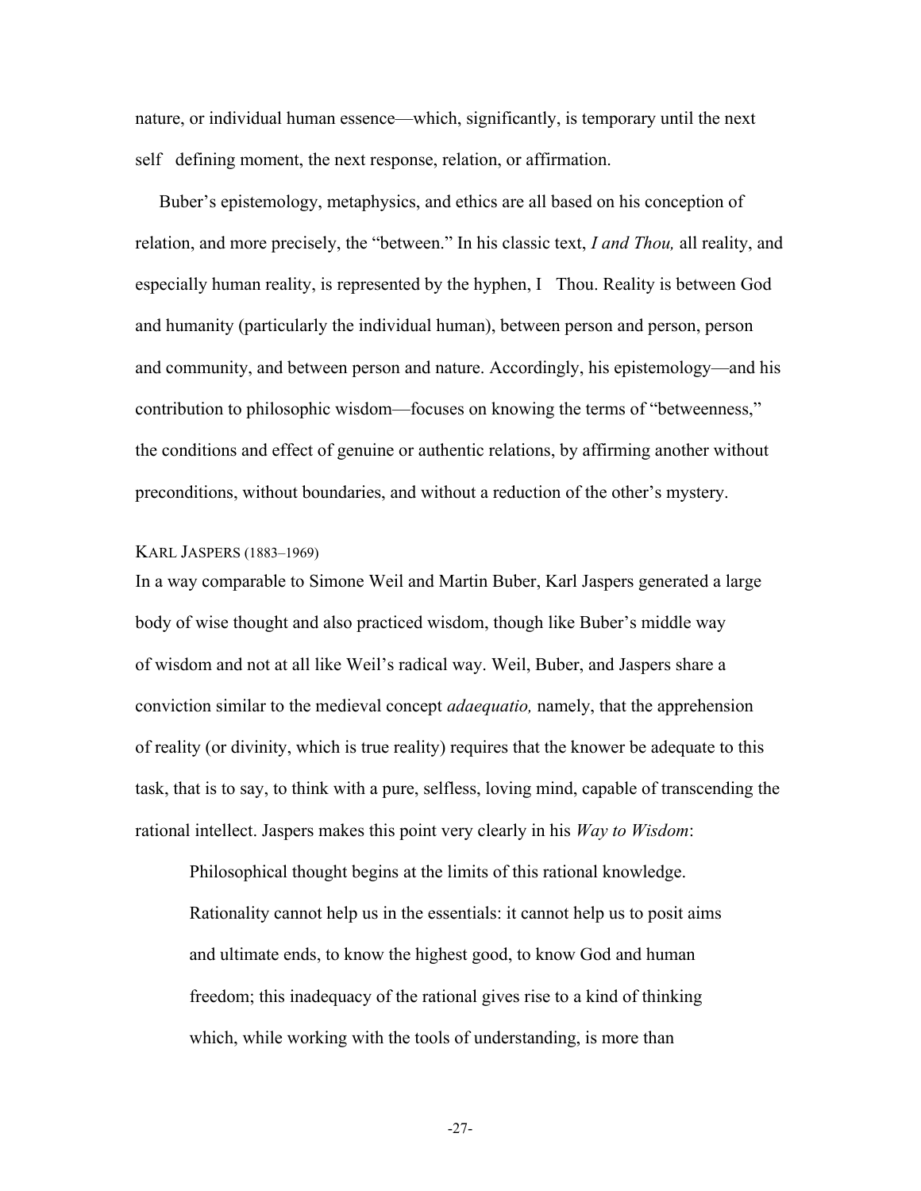nature, or individual human essence—which, significantly, is temporary until the next self defining moment, the next response, relation, or affirmation.

Buber's epistemology, metaphysics, and ethics are all based on his conception of relation, and more precisely, the "between." In his classic text, *I and Thou,* all reality, and especially human reality, is represented by the hyphen, I Thou. Reality is between God and humanity (particularly the individual human), between person and person, person and community, and between person and nature. Accordingly, his epistemology—and his contribution to philosophic wisdom—focuses on knowing the terms of "betweenness," the conditions and effect of genuine or authentic relations, by affirming another without preconditions, without boundaries, and without a reduction of the other's mystery.

### KARL JASPERS (1883–1969)

In a way comparable to Simone Weil and Martin Buber, Karl Jaspers generated a large body of wise thought and also practiced wisdom, though like Buber's middle way of wisdom and not at all like Weil's radical way. Weil, Buber, and Jaspers share a conviction similar to the medieval concept *adaequatio,* namely, that the apprehension of reality (or divinity, which is true reality) requires that the knower be adequate to this task, that is to say, to think with a pure, selfless, loving mind, capable of transcending the rational intellect. Jaspers makes this point very clearly in his *Way to Wisdom*:

> Philosophical thought begins at the limits of this rational knowledge. Rationality cannot help us in the essentials: it cannot help us to posit aims and ultimate ends, to know the highest good, to know God and human freedom; this inadequacy of the rational gives rise to a kind of thinking which, while working with the tools of understanding, is more than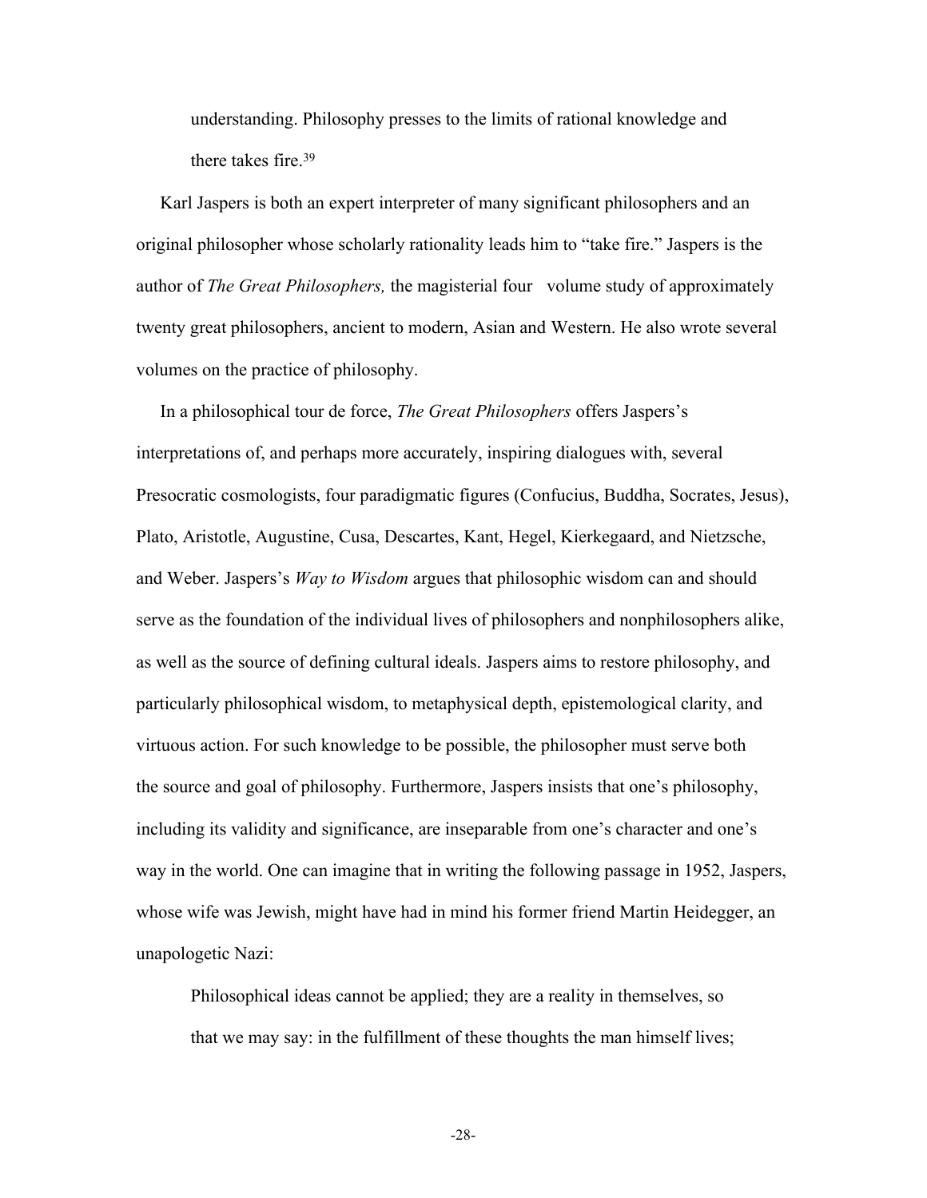> understanding. Philosophy presses to the limits of rational knowledge and there takes fire.[39]

Karl Jaspers is both an expert interpreter of many significant philosophers and an original philosopher whose scholarly rationality leads him to "take fire." Jaspers is the author of *The Great Philosophers,* the magisterial four volume study of approximately twenty great philosophers, ancient to modern, Asian and Western. He also wrote several volumes on the practice of philosophy.

In a philosophical tour de force, *The Great Philosophers* offers Jaspers's interpretations of, and perhaps more accurately, inspiring dialogues with, several Presocratic cosmologists, four paradigmatic figures (Confucius, Buddha, Socrates, Jesus), Plato, Aristotle, Augustine, Cusa, Descartes, Kant, Hegel, Kierkegaard, and Nietzsche, and Weber. Jaspers's *Way to Wisdom* argues that philosophic wisdom can and should serve as the foundation of the individual lives of philosophers and nonphilosophers alike, as well as the source of defining cultural ideals. Jaspers aims to restore philosophy, and particularly philosophical wisdom, to metaphysical depth, epistemological clarity, and virtuous action. For such knowledge to be possible, the philosopher must serve both the source and goal of philosophy. Furthermore, Jaspers insists that one's philosophy, including its validity and significance, are inseparable from one's character and one's way in the world. One can imagine that in writing the following passage in 1952, Jaspers, whose wife was Jewish, might have had in mind his former friend Martin Heidegger, an unapologetic Nazi:

> Philosophical ideas cannot be applied; they are a reality in themselves, so that we may say: in the fulfillment of these thoughts the man himself lives;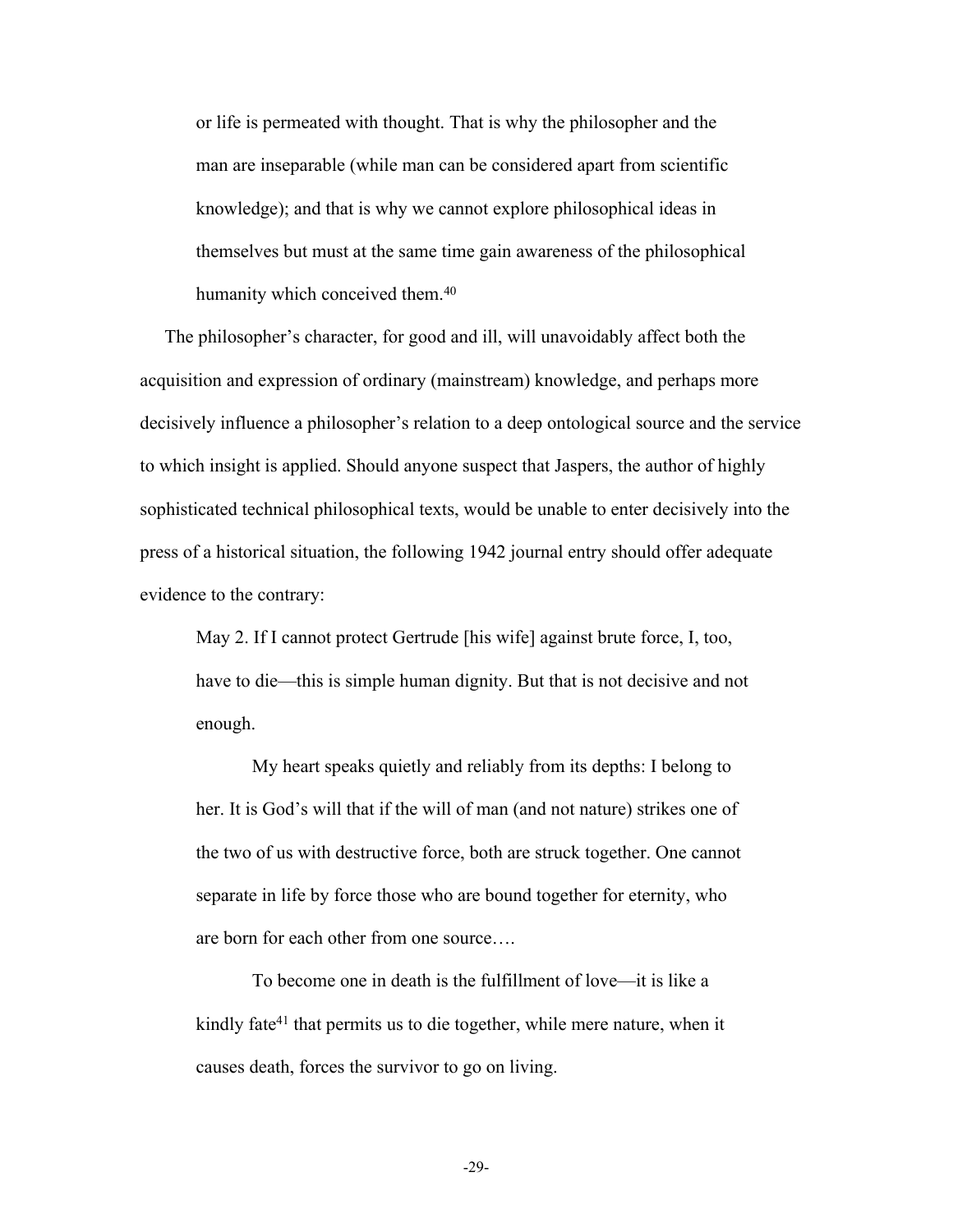> or life is permeated with thought. That is why the philosopher and the man are inseparable (while man can be considered apart from scientific knowledge); and that is why we cannot explore philosophical ideas in themselves but must at the same time gain awareness of the philosophical humanity which conceived them.[40]

The philosopher's character, for good and ill, will unavoidably affect both the acquisition and expression of ordinary (mainstream) knowledge, and perhaps more decisively influence a philosopher's relation to a deep ontological source and the service to which insight is applied. Should anyone suspect that Jaspers, the author of highly sophisticated technical philosophical texts, would be unable to enter decisively into the press of a historical situation, the following 1942 journal entry should offer adequate evidence to the contrary:

> May 2. If I cannot protect Gertrude [his wife] against brute force, I, too, have to die—this is simple human dignity. But that is not decisive and not enough.
>
> My heart speaks quietly and reliably from its depths: I belong to her. It is God's will that if the will of man (and not nature) strikes one of the two of us with destructive force, both are struck together. One cannot separate in life by force those who are bound together for eternity, who are born for each other from one source….
>
> To become one in death is the fulfillment of love—it is like a kindly fate[41] that permits us to die together, while mere nature, when it causes death, forces the survivor to go on living.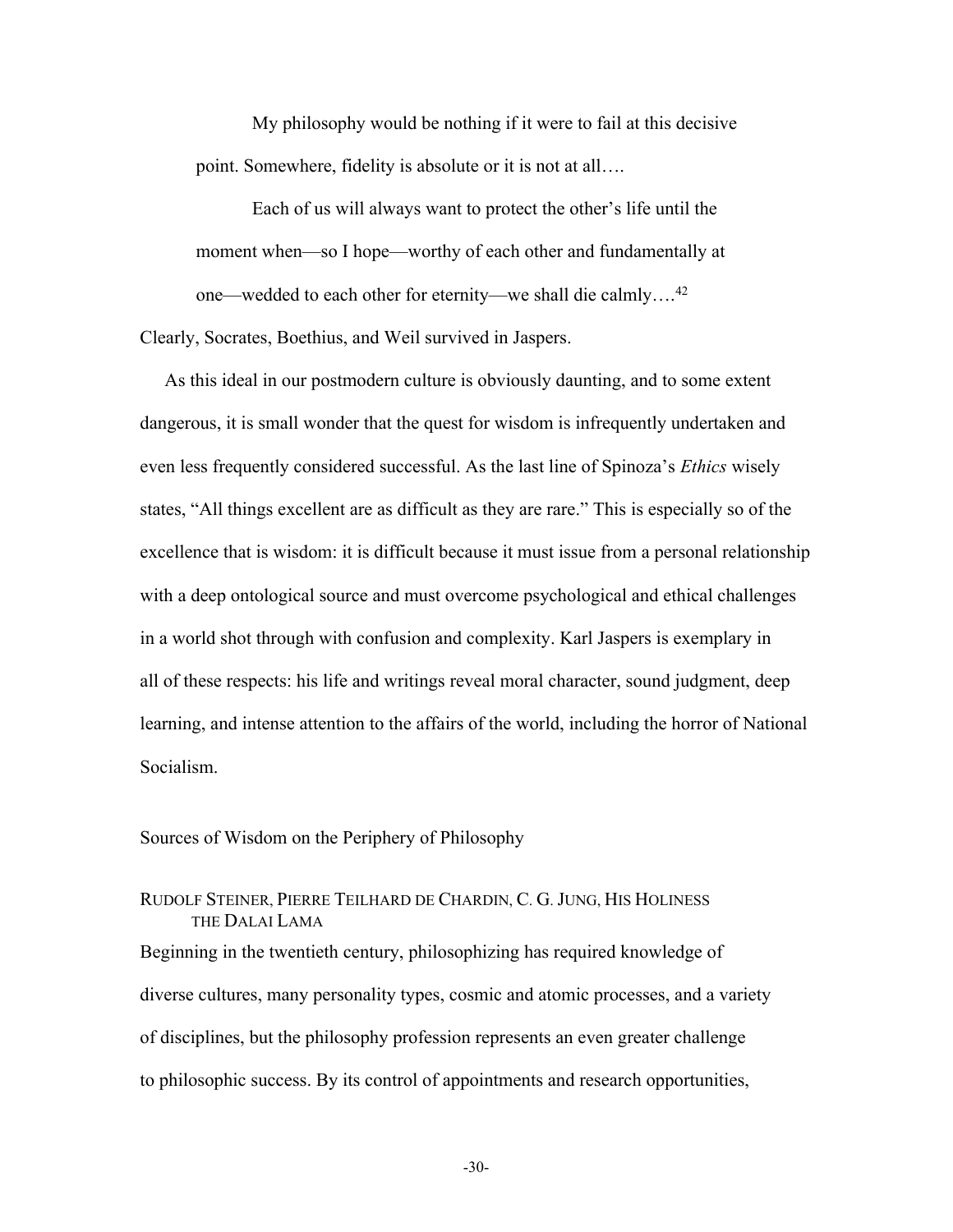> My philosophy would be nothing if it were to fail at this decisive point. Somewhere, fidelity is absolute or it is not at all….
>
> Each of us will always want to protect the other's life until the moment when—so I hope—worthy of each other and fundamentally at one—wedded to each other for eternity—we shall die calmly….[42]

Clearly, Socrates, Boethius, and Weil survived in Jaspers.

As this ideal in our postmodern culture is obviously daunting, and to some extent dangerous, it is small wonder that the quest for wisdom is infrequently undertaken and even less frequently considered successful. As the last line of Spinoza's *Ethics* wisely states, "All things excellent are as difficult as they are rare." This is especially so of the excellence that is wisdom: it is difficult because it must issue from a personal relationship with a deep ontological source and must overcome psychological and ethical challenges in a world shot through with confusion and complexity. Karl Jaspers is exemplary in all of these respects: his life and writings reveal moral character, sound judgment, deep learning, and intense attention to the affairs of the world, including the horror of National Socialism.

## Sources of Wisdom on the Periphery of Philosophy

### Rudolf Steiner, Pierre Teilhard de Chardin, C. G. Jung, His Holiness the Dalai Lama

Beginning in the twentieth century, philosophizing has required knowledge of diverse cultures, many personality types, cosmic and atomic processes, and a variety of disciplines, but the philosophy profession represents an even greater challenge to philosophic success. By its control of appointments and research opportunities,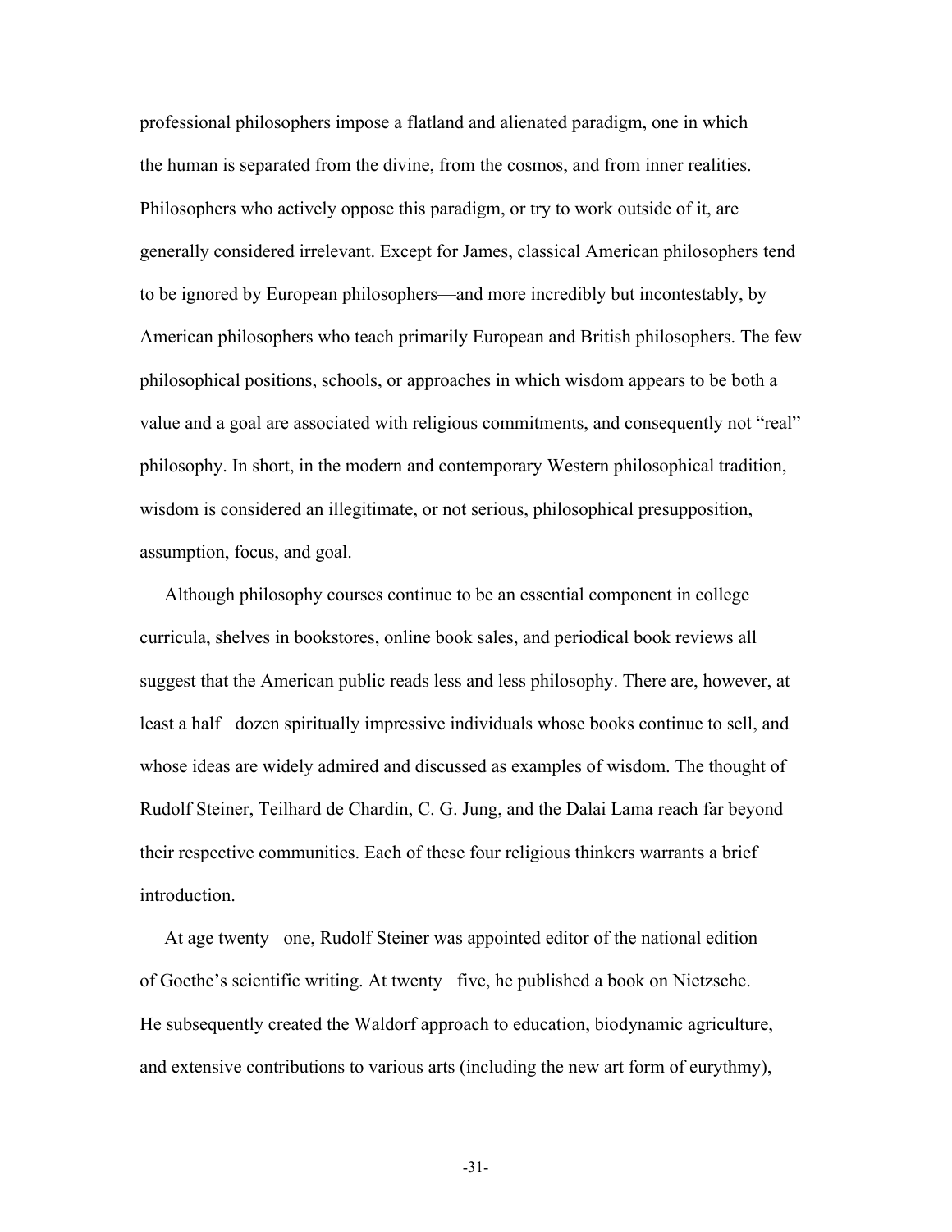professional philosophers impose a flatland and alienated paradigm, one in which the human is separated from the divine, from the cosmos, and from inner realities. Philosophers who actively oppose this paradigm, or try to work outside of it, are generally considered irrelevant. Except for James, classical American philosophers tend to be ignored by European philosophers—and more incredibly but incontestably, by American philosophers who teach primarily European and British philosophers. The few philosophical positions, schools, or approaches in which wisdom appears to be both a value and a goal are associated with religious commitments, and consequently not "real" philosophy. In short, in the modern and contemporary Western philosophical tradition, wisdom is considered an illegitimate, or not serious, philosophical presupposition, assumption, focus, and goal.

Although philosophy courses continue to be an essential component in college curricula, shelves in bookstores, online book sales, and periodical book reviews all suggest that the American public reads less and less philosophy. There are, however, at least a half dozen spiritually impressive individuals whose books continue to sell, and whose ideas are widely admired and discussed as examples of wisdom. The thought of Rudolf Steiner, Teilhard de Chardin, C. G. Jung, and the Dalai Lama reach far beyond their respective communities. Each of these four religious thinkers warrants a brief introduction.

At age twenty one, Rudolf Steiner was appointed editor of the national edition of Goethe's scientific writing. At twenty five, he published a book on Nietzsche. He subsequently created the Waldorf approach to education, biodynamic agriculture, and extensive contributions to various arts (including the new art form of eurythmy),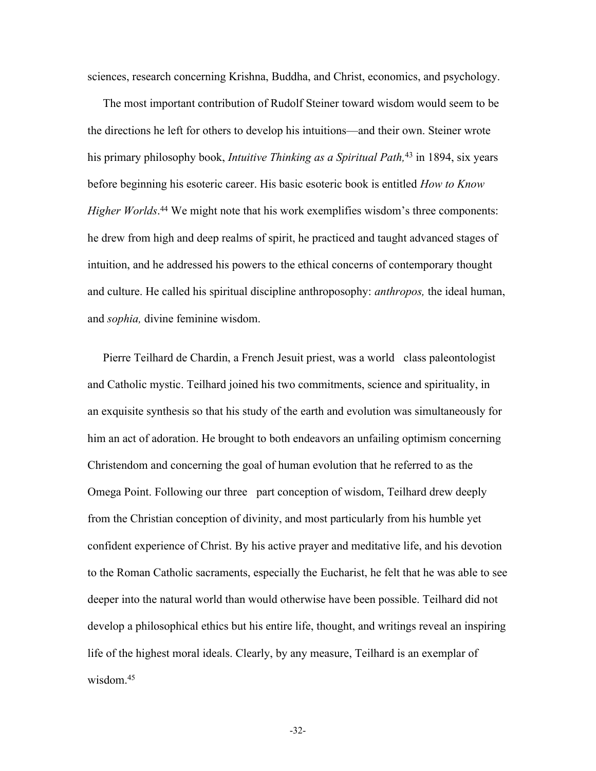sciences, research concerning Krishna, Buddha, and Christ, economics, and psychology.

The most important contribution of Rudolf Steiner toward wisdom would seem to be the directions he left for others to develop his intuitions—and their own. Steiner wrote his primary philosophy book, *Intuitive Thinking as a Spiritual Path,*[43] in 1894, six years before beginning his esoteric career. His basic esoteric book is entitled *How to Know Higher Worlds*.[44] We might note that his work exemplifies wisdom's three components: he drew from high and deep realms of spirit, he practiced and taught advanced stages of intuition, and he addressed his powers to the ethical concerns of contemporary thought and culture. He called his spiritual discipline anthroposophy: *anthropos,* the ideal human, and *sophia,* divine feminine wisdom.

Pierre Teilhard de Chardin, a French Jesuit priest, was a world class paleontologist and Catholic mystic. Teilhard joined his two commitments, science and spirituality, in an exquisite synthesis so that his study of the earth and evolution was simultaneously for him an act of adoration. He brought to both endeavors an unfailing optimism concerning Christendom and concerning the goal of human evolution that he referred to as the Omega Point. Following our three part conception of wisdom, Teilhard drew deeply from the Christian conception of divinity, and most particularly from his humble yet confident experience of Christ. By his active prayer and meditative life, and his devotion to the Roman Catholic sacraments, especially the Eucharist, he felt that he was able to see deeper into the natural world than would otherwise have been possible. Teilhard did not develop a philosophical ethics but his entire life, thought, and writings reveal an inspiring life of the highest moral ideals. Clearly, by any measure, Teilhard is an exemplar of wisdom.[45]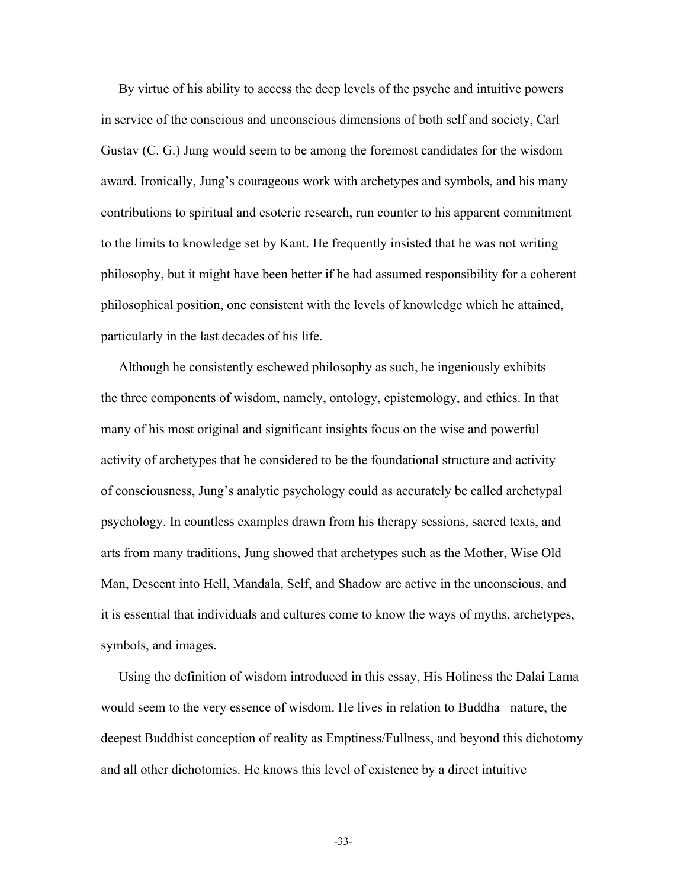By virtue of his ability to access the deep levels of the psyche and intuitive powers in service of the conscious and unconscious dimensions of both self and society, Carl Gustav (C. G.) Jung would seem to be among the foremost candidates for the wisdom award. Ironically, Jung's courageous work with archetypes and symbols, and his many contributions to spiritual and esoteric research, run counter to his apparent commitment to the limits to knowledge set by Kant. He frequently insisted that he was not writing philosophy, but it might have been better if he had assumed responsibility for a coherent philosophical position, one consistent with the levels of knowledge which he attained, particularly in the last decades of his life.

Although he consistently eschewed philosophy as such, he ingeniously exhibits the three components of wisdom, namely, ontology, epistemology, and ethics. In that many of his most original and significant insights focus on the wise and powerful activity of archetypes that he considered to be the foundational structure and activity of consciousness, Jung's analytic psychology could as accurately be called archetypal psychology. In countless examples drawn from his therapy sessions, sacred texts, and arts from many traditions, Jung showed that archetypes such as the Mother, Wise Old Man, Descent into Hell, Mandala, Self, and Shadow are active in the unconscious, and it is essential that individuals and cultures come to know the ways of myths, archetypes, symbols, and images.

Using the definition of wisdom introduced in this essay, His Holiness the Dalai Lama would seem to the very essence of wisdom. He lives in relation to Buddha nature, the deepest Buddhist conception of reality as Emptiness/Fullness, and beyond this dichotomy and all other dichotomies. He knows this level of existence by a direct intuitive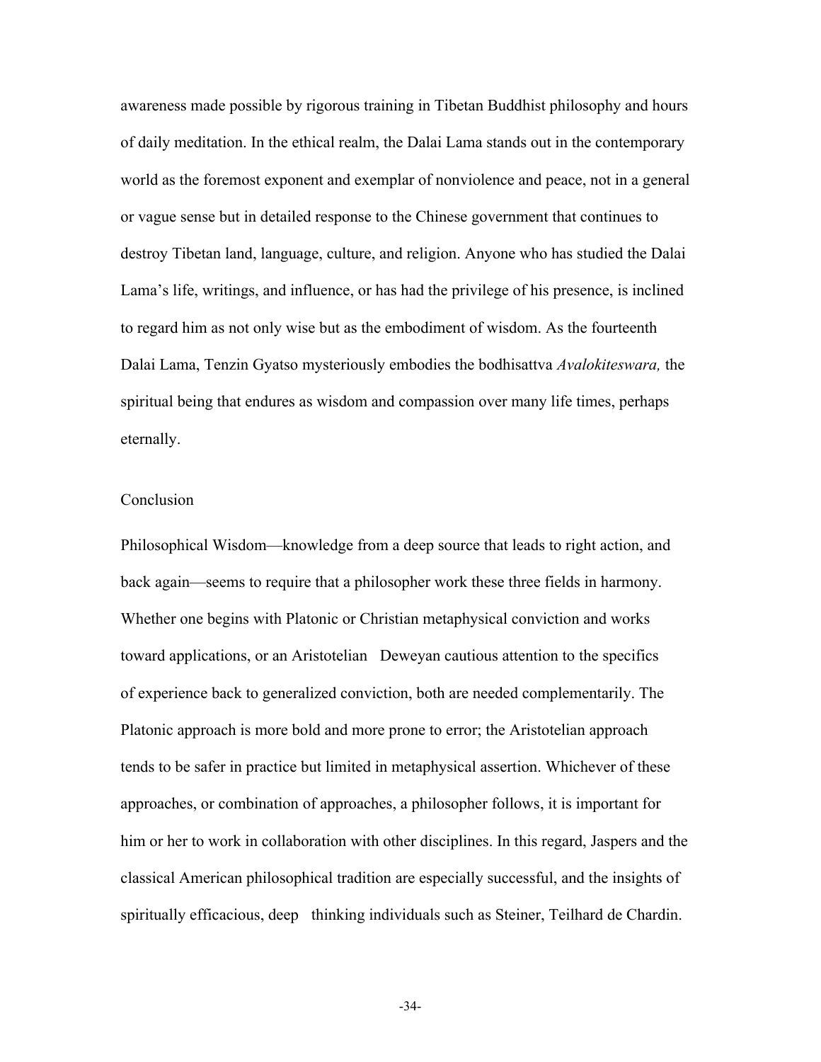awareness made possible by rigorous training in Tibetan Buddhist philosophy and hours of daily meditation. In the ethical realm, the Dalai Lama stands out in the contemporary world as the foremost exponent and exemplar of nonviolence and peace, not in a general or vague sense but in detailed response to the Chinese government that continues to destroy Tibetan land, language, culture, and religion. Anyone who has studied the Dalai Lama's life, writings, and influence, or has had the privilege of his presence, is inclined to regard him as not only wise but as the embodiment of wisdom. As the fourteenth Dalai Lama, Tenzin Gyatso mysteriously embodies the bodhisattva *Avalokiteswara,* the spiritual being that endures as wisdom and compassion over many life times, perhaps eternally.

## Conclusion

Philosophical Wisdom—knowledge from a deep source that leads to right action, and back again—seems to require that a philosopher work these three fields in harmony. Whether one begins with Platonic or Christian metaphysical conviction and works toward applications, or an Aristotelian Deweyan cautious attention to the specifics of experience back to generalized conviction, both are needed complementarily. The Platonic approach is more bold and more prone to error; the Aristotelian approach tends to be safer in practice but limited in metaphysical assertion. Whichever of these approaches, or combination of approaches, a philosopher follows, it is important for him or her to work in collaboration with other disciplines. In this regard, Jaspers and the classical American philosophical tradition are especially successful, and the insights of spiritually efficacious, deep thinking individuals such as Steiner, Teilhard de Chardin.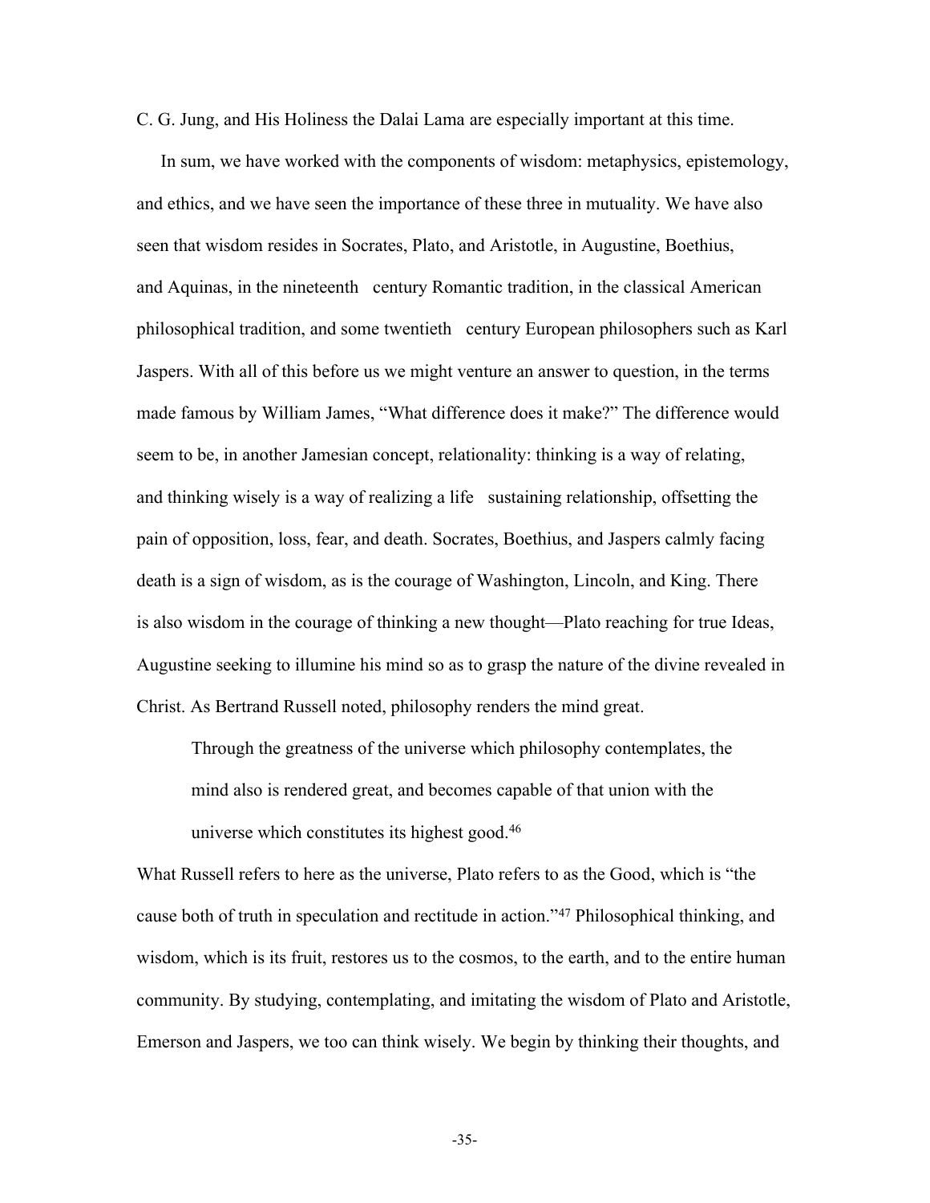C. G. Jung, and His Holiness the Dalai Lama are especially important at this time.

In sum, we have worked with the components of wisdom: metaphysics, epistemology, and ethics, and we have seen the importance of these three in mutuality. We have also seen that wisdom resides in Socrates, Plato, and Aristotle, in Augustine, Boethius, and Aquinas, in the nineteenth century Romantic tradition, in the classical American philosophical tradition, and some twentieth century European philosophers such as Karl Jaspers. With all of this before us we might venture an answer to question, in the terms made famous by William James, "What difference does it make?" The difference would seem to be, in another Jamesian concept, relationality: thinking is a way of relating, and thinking wisely is a way of realizing a life sustaining relationship, offsetting the pain of opposition, loss, fear, and death. Socrates, Boethius, and Jaspers calmly facing death is a sign of wisdom, as is the courage of Washington, Lincoln, and King. There is also wisdom in the courage of thinking a new thought—Plato reaching for true Ideas, Augustine seeking to illumine his mind so as to grasp the nature of the divine revealed in Christ. As Bertrand Russell noted, philosophy renders the mind great.

> Through the greatness of the universe which philosophy contemplates, the mind also is rendered great, and becomes capable of that union with the universe which constitutes its highest good.[46]

What Russell refers to here as the universe, Plato refers to as the Good, which is "the cause both of truth in speculation and rectitude in action."[47] Philosophical thinking, and wisdom, which is its fruit, restores us to the cosmos, to the earth, and to the entire human community. By studying, contemplating, and imitating the wisdom of Plato and Aristotle, Emerson and Jaspers, we too can think wisely. We begin by thinking their thoughts, and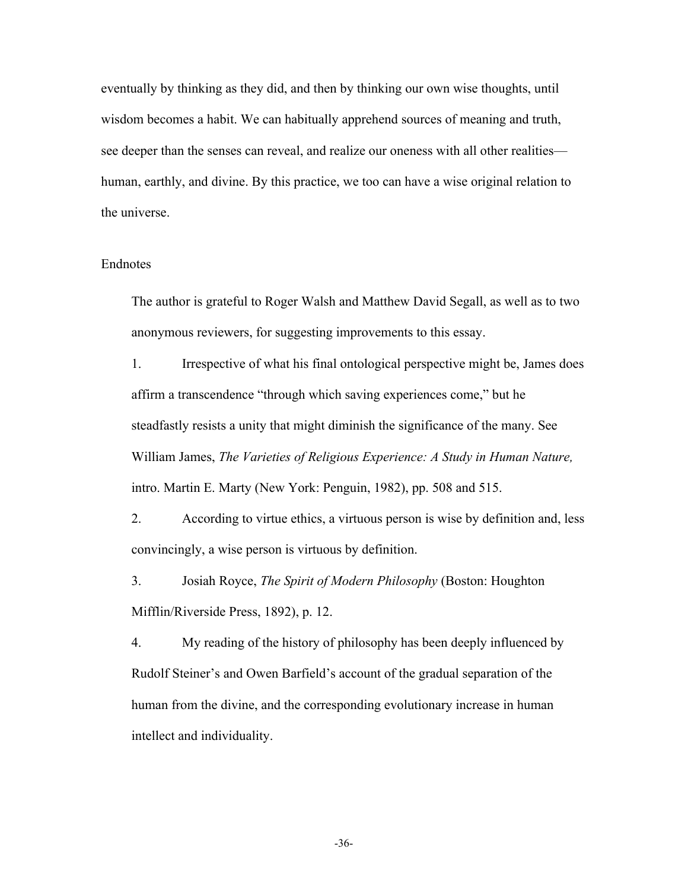eventually by thinking as they did, and then by thinking our own wise thoughts, until wisdom becomes a habit. We can habitually apprehend sources of meaning and truth, see deeper than the senses can reveal, and realize our oneness with all other realities—human, earthly, and divine. By this practice, we too can have a wise original relation to the universe.

Endnotes

The author is grateful to Roger Walsh and Matthew David Segall, as well as to two anonymous reviewers, for suggesting improvements to this essay.

1. Irrespective of what his final ontological perspective might be, James does affirm a transcendence "through which saving experiences come," but he steadfastly resists a unity that might diminish the significance of the many. See William James, *The Varieties of Religious Experience: A Study in Human Nature,* intro. Martin E. Marty (New York: Penguin, 1982), pp. 508 and 515.

2. According to virtue ethics, a virtuous person is wise by definition and, less convincingly, a wise person is virtuous by definition.

3. Josiah Royce, *The Spirit of Modern Philosophy* (Boston: Houghton Mifflin/Riverside Press, 1892), p. 12.

4. My reading of the history of philosophy has been deeply influenced by Rudolf Steiner's and Owen Barfield's account of the gradual separation of the human from the divine, and the corresponding evolutionary increase in human intellect and individuality.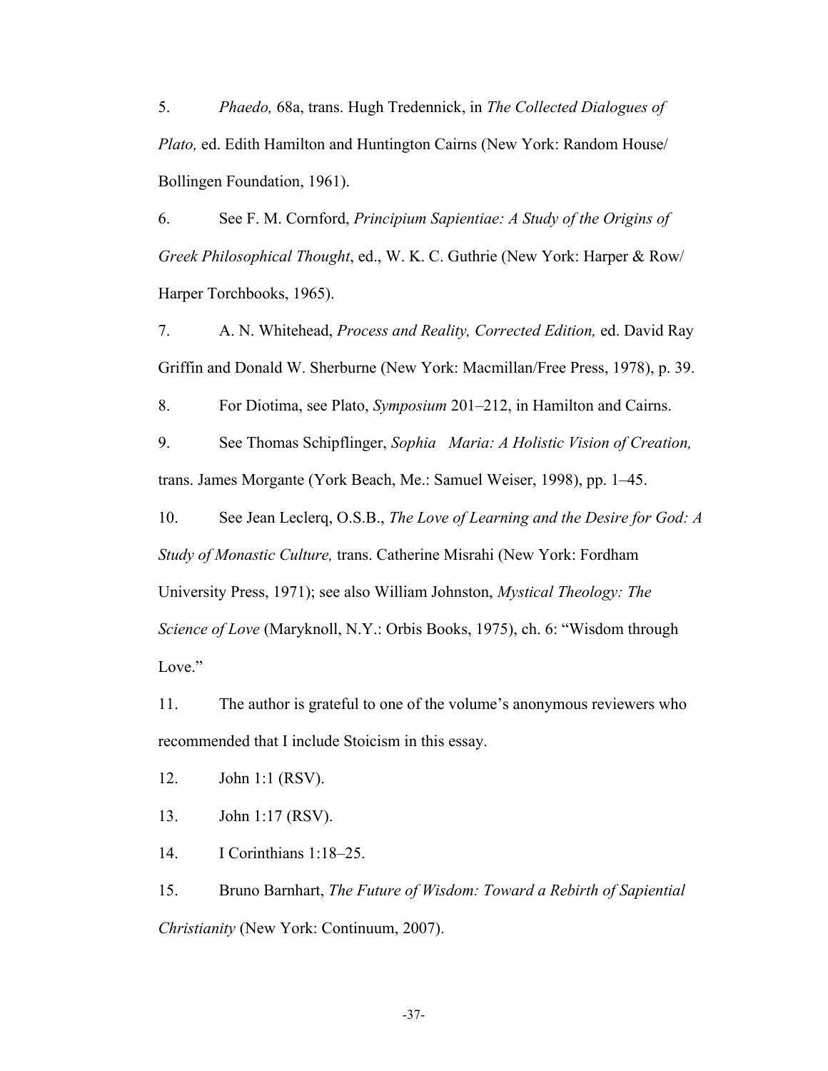5. *Phaedo,* 68a, trans. Hugh Tredennick, in *The Collected Dialogues of Plato,* ed. Edith Hamilton and Huntington Cairns (New York: Random House/ Bollingen Foundation, 1961).

6. See F. M. Cornford, *Principium Sapientiae: A Study of the Origins of Greek Philosophical Thought*, ed., W. K. C. Guthrie (New York: Harper & Row/ Harper Torchbooks, 1965).

7. A. N. Whitehead, *Process and Reality, Corrected Edition,* ed. David Ray Griffin and Donald W. Sherburne (New York: Macmillan/Free Press, 1978), p. 39.

8. For Diotima, see Plato, *Symposium* 201–212, in Hamilton and Cairns.

9. See Thomas Schipflinger, *Sophia Maria: A Holistic Vision of Creation,* trans. James Morgante (York Beach, Me.: Samuel Weiser, 1998), pp. 1–45.

10. See Jean Leclerq, O.S.B., *The Love of Learning and the Desire for God: A Study of Monastic Culture,* trans. Catherine Misrahi (New York: Fordham University Press, 1971); see also William Johnston, *Mystical Theology: The Science of Love* (Maryknoll, N.Y.: Orbis Books, 1975), ch. 6: "Wisdom through Love."

11. The author is grateful to one of the volume's anonymous reviewers who recommended that I include Stoicism in this essay.

12. John 1:1 (RSV).

13. John 1:17 (RSV).

14. I Corinthians 1:18–25.

15. Bruno Barnhart, *The Future of Wisdom: Toward a Rebirth of Sapiential Christianity* (New York: Continuum, 2007).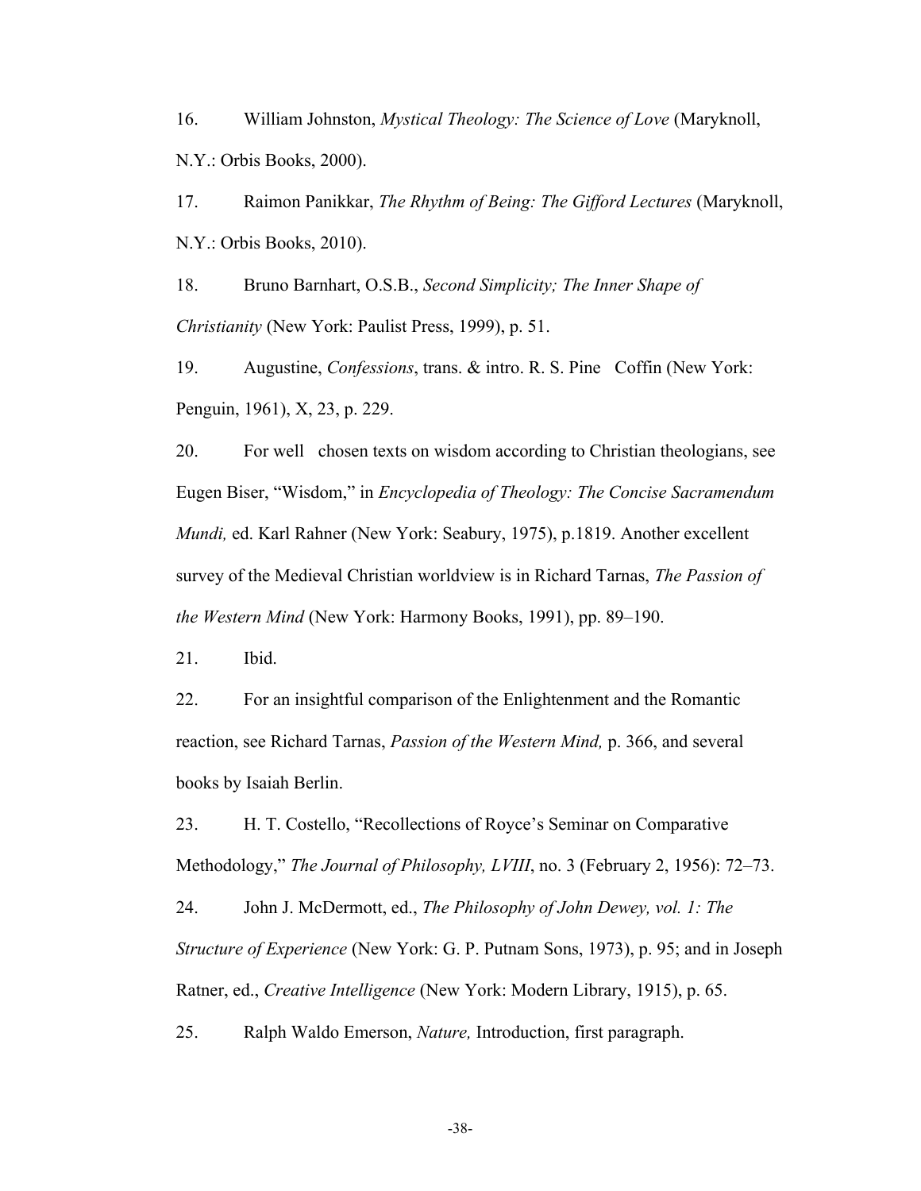16. William Johnston, *Mystical Theology: The Science of Love* (Maryknoll, N.Y.: Orbis Books, 2000).

17. Raimon Panikkar, *The Rhythm of Being: The Gifford Lectures* (Maryknoll, N.Y.: Orbis Books, 2010).

18. Bruno Barnhart, O.S.B., *Second Simplicity; The Inner Shape of Christianity* (New York: Paulist Press, 1999), p. 51.

19. Augustine, *Confessions*, trans. & intro. R. S. Pine Coffin (New York: Penguin, 1961), X, 23, p. 229.

20. For well chosen texts on wisdom according to Christian theologians, see Eugen Biser, "Wisdom," in *Encyclopedia of Theology: The Concise Sacramendum Mundi,* ed. Karl Rahner (New York: Seabury, 1975), p.1819. Another excellent survey of the Medieval Christian worldview is in Richard Tarnas, *The Passion of the Western Mind* (New York: Harmony Books, 1991), pp. 89–190.

21. Ibid.

22. For an insightful comparison of the Enlightenment and the Romantic reaction, see Richard Tarnas, *Passion of the Western Mind,* p. 366, and several books by Isaiah Berlin.

23. H. T. Costello, "Recollections of Royce's Seminar on Comparative Methodology," *The Journal of Philosophy, LVIII*, no. 3 (February 2, 1956): 72–73.

24. John J. McDermott, ed., *The Philosophy of John Dewey, vol. 1: The Structure of Experience* (New York: G. P. Putnam Sons, 1973), p. 95; and in Joseph Ratner, ed., *Creative Intelligence* (New York: Modern Library, 1915), p. 65.

25. Ralph Waldo Emerson, *Nature,* Introduction, first paragraph.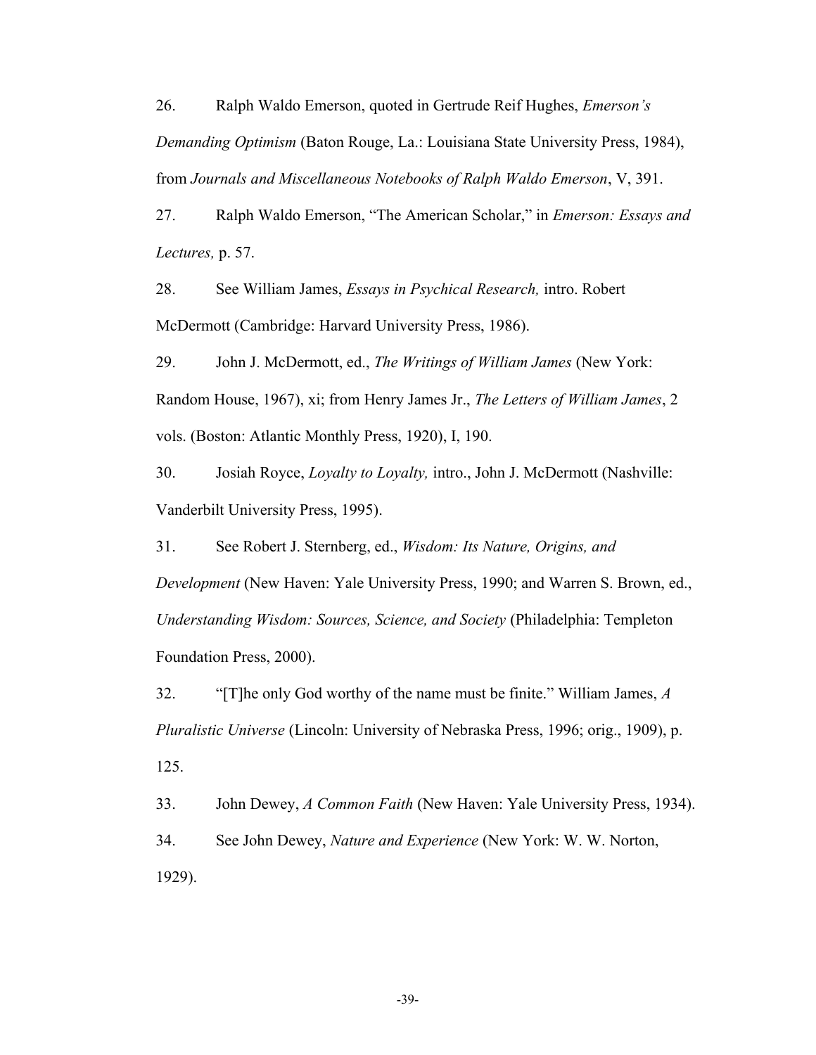26. Ralph Waldo Emerson, quoted in Gertrude Reif Hughes, *Emerson's Demanding Optimism* (Baton Rouge, La.: Louisiana State University Press, 1984), from *Journals and Miscellaneous Notebooks of Ralph Waldo Emerson*, V, 391.

27. Ralph Waldo Emerson, "The American Scholar," in *Emerson: Essays and Lectures,* p. 57.

28. See William James, *Essays in Psychical Research,* intro. Robert McDermott (Cambridge: Harvard University Press, 1986).

29. John J. McDermott, ed., *The Writings of William James* (New York: Random House, 1967), xi; from Henry James Jr., *The Letters of William James*, 2 vols. (Boston: Atlantic Monthly Press, 1920), I, 190.

30. Josiah Royce, *Loyalty to Loyalty,* intro., John J. McDermott (Nashville: Vanderbilt University Press, 1995).

31. See Robert J. Sternberg, ed., *Wisdom: Its Nature, Origins, and Development* (New Haven: Yale University Press, 1990; and Warren S. Brown, ed., *Understanding Wisdom: Sources, Science, and Society* (Philadelphia: Templeton Foundation Press, 2000).

32. "[T]he only God worthy of the name must be finite." William James, *A Pluralistic Universe* (Lincoln: University of Nebraska Press, 1996; orig., 1909), p. 125.

33. John Dewey, *A Common Faith* (New Haven: Yale University Press, 1934).

34. See John Dewey, *Nature and Experience* (New York: W. W. Norton, 1929).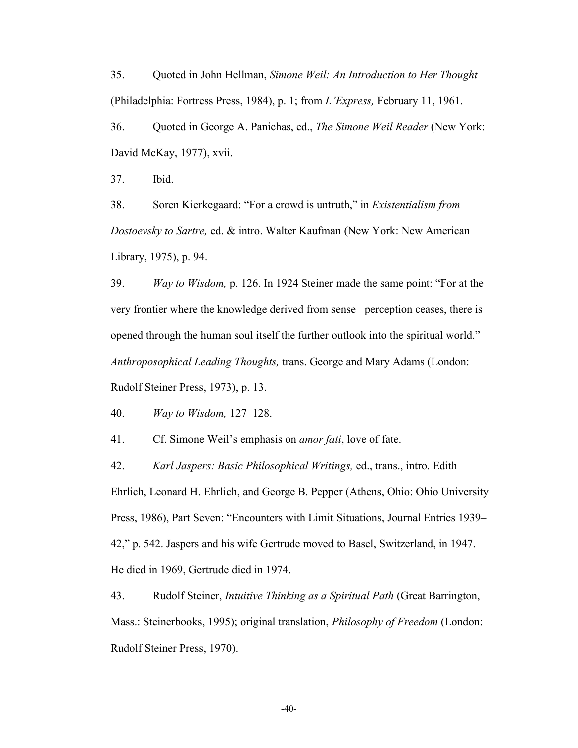35. Quoted in John Hellman, *Simone Weil: An Introduction to Her Thought* (Philadelphia: Fortress Press, 1984), p. 1; from *L'Express,* February 11, 1961.

36. Quoted in George A. Panichas, ed., *The Simone Weil Reader* (New York: David McKay, 1977), xvii.

37. Ibid.

38. Soren Kierkegaard: "For a crowd is untruth," in *Existentialism from Dostoevsky to Sartre,* ed. & intro. Walter Kaufman (New York: New American Library, 1975), p. 94.

39. *Way to Wisdom,* p. 126. In 1924 Steiner made the same point: "For at the very frontier where the knowledge derived from sense perception ceases, there is opened through the human soul itself the further outlook into the spiritual world." *Anthroposophical Leading Thoughts,* trans. George and Mary Adams (London: Rudolf Steiner Press, 1973), p. 13.

40. *Way to Wisdom,* 127–128.

41. Cf. Simone Weil's emphasis on *amor fati*, love of fate.

42. *Karl Jaspers: Basic Philosophical Writings,* ed., trans., intro. Edith Ehrlich, Leonard H. Ehrlich, and George B. Pepper (Athens, Ohio: Ohio University Press, 1986), Part Seven: "Encounters with Limit Situations, Journal Entries 1939–42," p. 542. Jaspers and his wife Gertrude moved to Basel, Switzerland, in 1947. He died in 1969, Gertrude died in 1974.

43. Rudolf Steiner, *Intuitive Thinking as a Spiritual Path* (Great Barrington, Mass.: Steinerbooks, 1995); original translation, *Philosophy of Freedom* (London: Rudolf Steiner Press, 1970).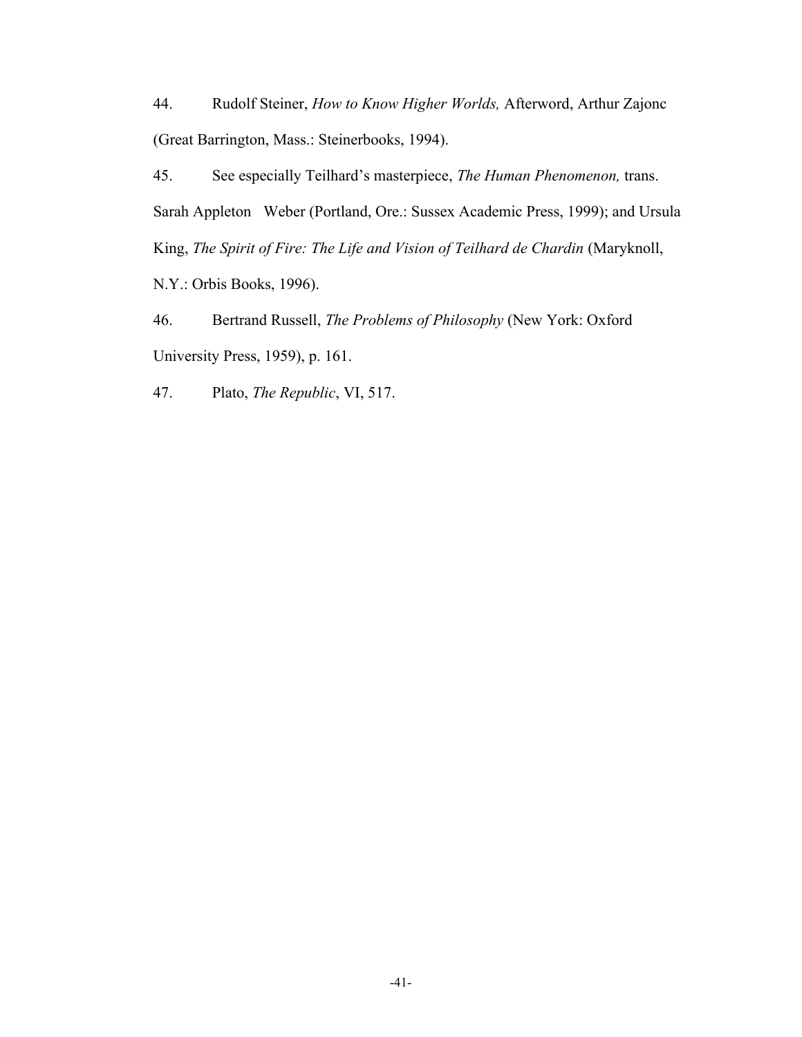44. Rudolf Steiner, *How to Know Higher Worlds,* Afterword, Arthur Zajonc (Great Barrington, Mass.: Steinerbooks, 1994).

45. See especially Teilhard's masterpiece, *The Human Phenomenon,* trans. Sarah Appleton Weber (Portland, Ore.: Sussex Academic Press, 1999); and Ursula King, *The Spirit of Fire: The Life and Vision of Teilhard de Chardin* (Maryknoll, N.Y.: Orbis Books, 1996).

46. Bertrand Russell, *The Problems of Philosophy* (New York: Oxford University Press, 1959), p. 161.

47. Plato, *The Republic*, VI, 517.